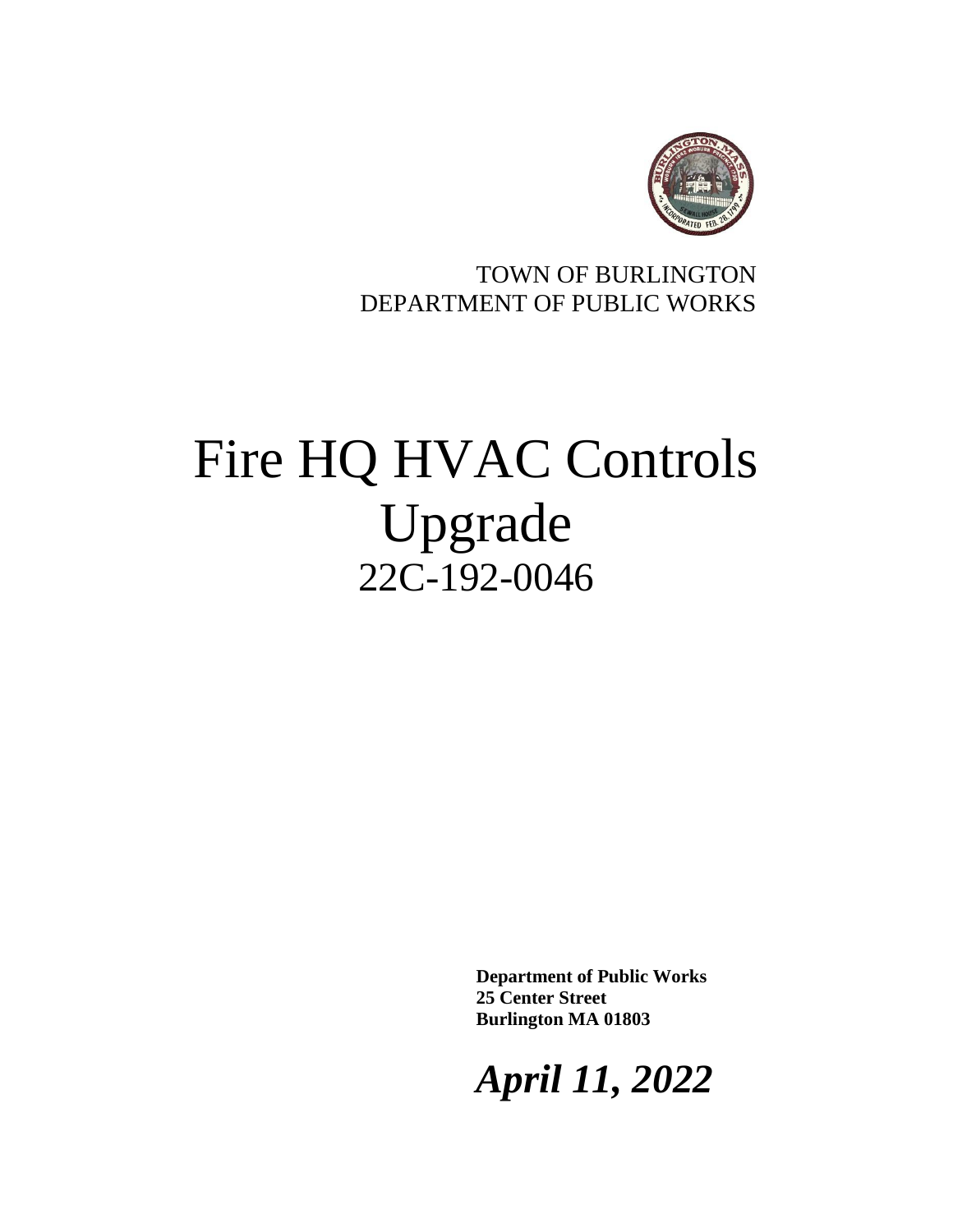TOWN OF BURLINGTON
DEPARTMENT OF PUBLIC WORKS

# Fire HQ HVAC Controls Upgrade

## 22C-192-0046

**Department of Public Works**
**25 Center Street**
**Burlington MA 01803**

***April 11, 2022***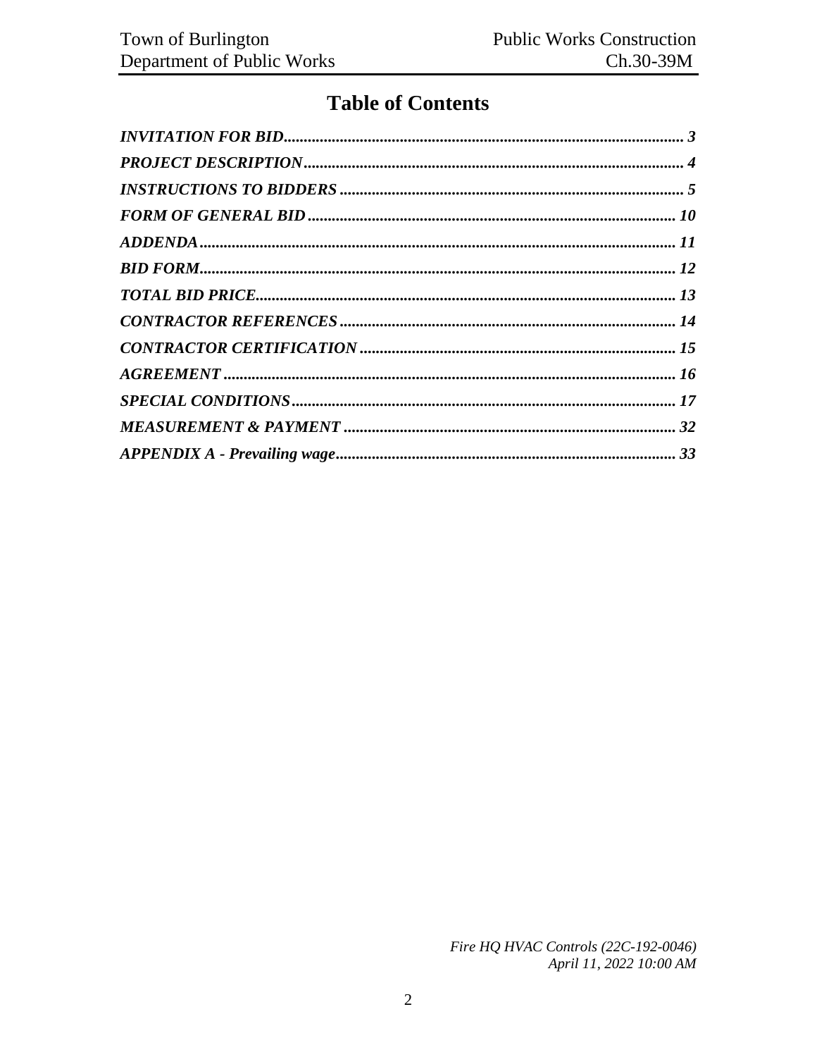# Table of Contents

| | |
|---|---|
| *INVITATION FOR BID* | 3 |
| *PROJECT DESCRIPTION* | 4 |
| *INSTRUCTIONS TO BIDDERS* | 5 |
| *FORM OF GENERAL BID* | 10 |
| *ADDENDA* | 11 |
| *BID FORM* | 12 |
| *TOTAL BID PRICE* | 13 |
| *CONTRACTOR REFERENCES* | 14 |
| *CONTRACTOR CERTIFICATION* | 15 |
| *AGREEMENT* | 16 |
| *SPECIAL CONDITIONS* | 17 |
| *MEASUREMENT & PAYMENT* | 32 |
| *APPENDIX A - Prevailing wage* | 33 |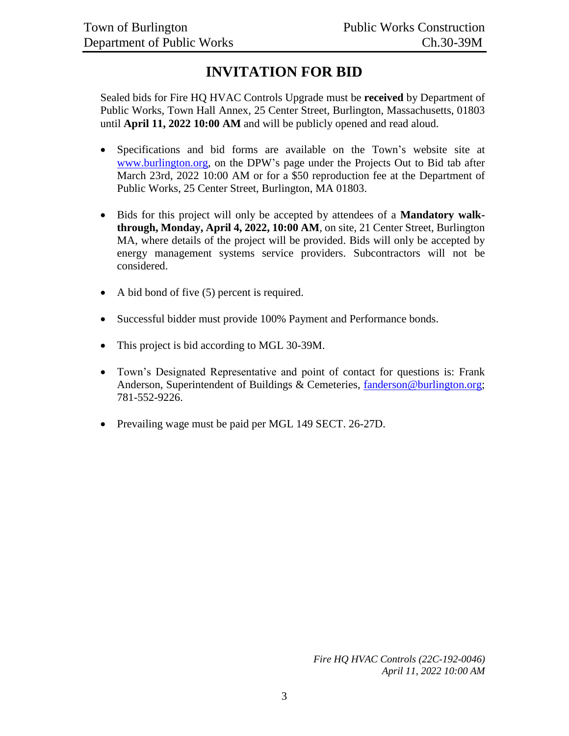# INVITATION FOR BID

Sealed bids for Fire HQ HVAC Controls Upgrade must be **received** by Department of Public Works, Town Hall Annex, 25 Center Street, Burlington, Massachusetts, 01803 until **April 11, 2022 10:00 AM** and will be publicly opened and read aloud.

- Specifications and bid forms are available on the Town's website site at www.burlington.org, on the DPW's page under the Projects Out to Bid tab after March 23rd, 2022 10:00 AM or for a $50 reproduction fee at the Department of Public Works, 25 Center Street, Burlington, MA 01803.

- Bids for this project will only be accepted by attendees of a **Mandatory walk-through, Monday, April 4, 2022, 10:00 AM**, on site, 21 Center Street, Burlington MA, where details of the project will be provided. Bids will only be accepted by energy management systems service providers. Subcontractors will not be considered.

- A bid bond of five (5) percent is required.

- Successful bidder must provide 100% Payment and Performance bonds.

- This project is bid according to MGL 30-39M.

- Town's Designated Representative and point of contact for questions is: Frank Anderson, Superintendent of Buildings & Cemeteries, fanderson@burlington.org; 781-552-9226.

- Prevailing wage must be paid per MGL 149 SECT. 26-27D.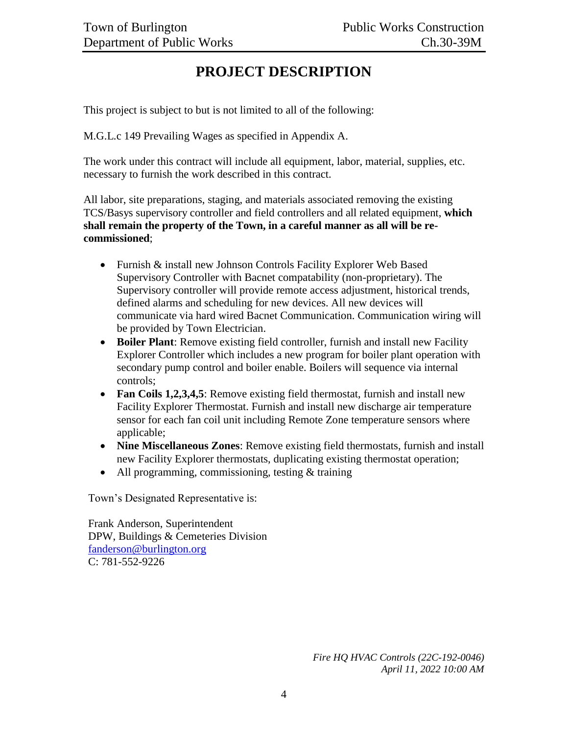# PROJECT DESCRIPTION

This project is subject to but is not limited to all of the following:

M.G.L.c 149 Prevailing Wages as specified in Appendix A.

The work under this contract will include all equipment, labor, material, supplies, etc. necessary to furnish the work described in this contract.

All labor, site preparations, staging, and materials associated removing the existing TCS/Basys supervisory controller and field controllers and all related equipment, **which shall remain the property of the Town, in a careful manner as all will be re-commissioned**;

- Furnish & install new Johnson Controls Facility Explorer Web Based Supervisory Controller with Bacnet compatability (non-proprietary). The Supervisory controller will provide remote access adjustment, historical trends, defined alarms and scheduling for new devices. All new devices will communicate via hard wired Bacnet Communication. Communication wiring will be provided by Town Electrician.
- **Boiler Plant**: Remove existing field controller, furnish and install new Facility Explorer Controller which includes a new program for boiler plant operation with secondary pump control and boiler enable. Boilers will sequence via internal controls;
- **Fan Coils 1,2,3,4,5**: Remove existing field thermostat, furnish and install new Facility Explorer Thermostat. Furnish and install new discharge air temperature sensor for each fan coil unit including Remote Zone temperature sensors where applicable;
- **Nine Miscellaneous Zones**: Remove existing field thermostats, furnish and install new Facility Explorer thermostats, duplicating existing thermostat operation;
- All programming, commissioning, testing & training

Town's Designated Representative is:

Frank Anderson, Superintendent
DPW, Buildings & Cemeteries Division
fanderson@burlington.org
C: 781-552-9226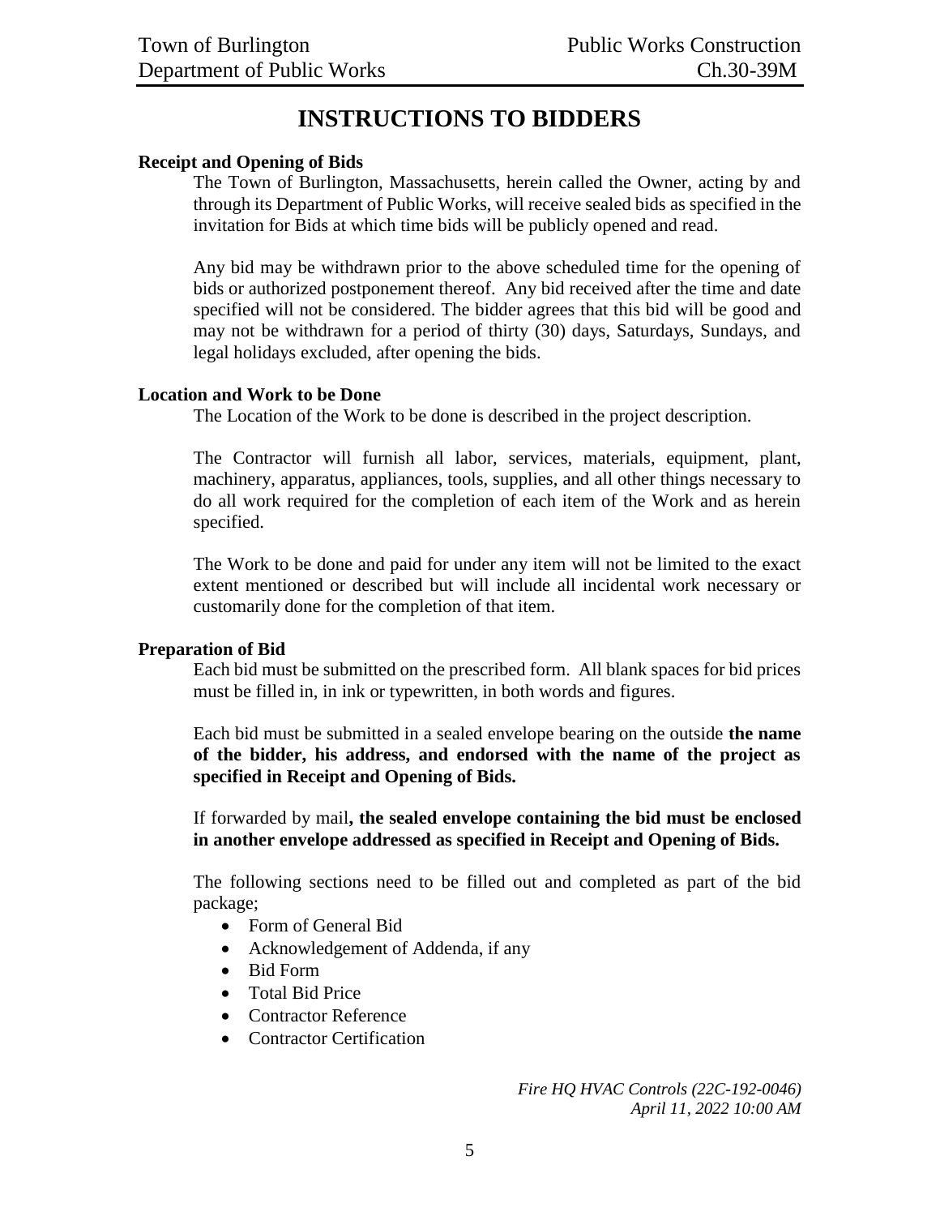# INSTRUCTIONS TO BIDDERS

**Receipt and Opening of Bids**

The Town of Burlington, Massachusetts, herein called the Owner, acting by and through its Department of Public Works, will receive sealed bids as specified in the invitation for Bids at which time bids will be publicly opened and read.

Any bid may be withdrawn prior to the above scheduled time for the opening of bids or authorized postponement thereof. Any bid received after the time and date specified will not be considered. The bidder agrees that this bid will be good and may not be withdrawn for a period of thirty (30) days, Saturdays, Sundays, and legal holidays excluded, after opening the bids.

**Location and Work to be Done**

The Location of the Work to be done is described in the project description.

The Contractor will furnish all labor, services, materials, equipment, plant, machinery, apparatus, appliances, tools, supplies, and all other things necessary to do all work required for the completion of each item of the Work and as herein specified.

The Work to be done and paid for under any item will not be limited to the exact extent mentioned or described but will include all incidental work necessary or customarily done for the completion of that item.

**Preparation of Bid**

Each bid must be submitted on the prescribed form. All blank spaces for bid prices must be filled in, in ink or typewritten, in both words and figures.

Each bid must be submitted in a sealed envelope bearing on the outside **the name of the bidder, his address, and endorsed with the name of the project as specified in Receipt and Opening of Bids.**

If forwarded by mail**, the sealed envelope containing the bid must be enclosed in another envelope addressed as specified in Receipt and Opening of Bids.**

The following sections need to be filled out and completed as part of the bid package;

- Form of General Bid
- Acknowledgement of Addenda, if any
- Bid Form
- Total Bid Price
- Contractor Reference
- Contractor Certification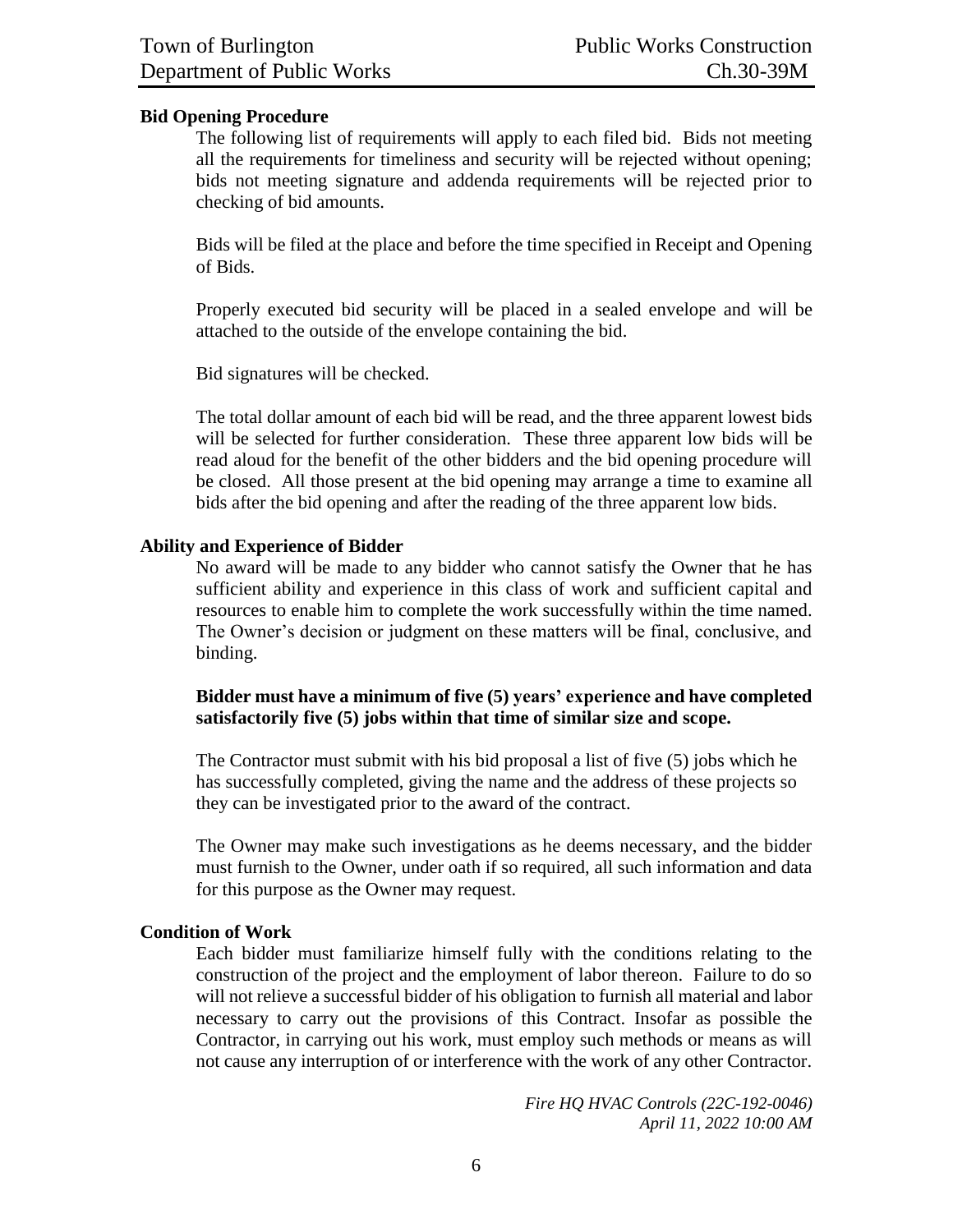## Bid Opening Procedure

The following list of requirements will apply to each filed bid. Bids not meeting all the requirements for timeliness and security will be rejected without opening; bids not meeting signature and addenda requirements will be rejected prior to checking of bid amounts.

Bids will be filed at the place and before the time specified in Receipt and Opening of Bids.

Properly executed bid security will be placed in a sealed envelope and will be attached to the outside of the envelope containing the bid.

Bid signatures will be checked.

The total dollar amount of each bid will be read, and the three apparent lowest bids will be selected for further consideration. These three apparent low bids will be read aloud for the benefit of the other bidders and the bid opening procedure will be closed. All those present at the bid opening may arrange a time to examine all bids after the bid opening and after the reading of the three apparent low bids.

## Ability and Experience of Bidder

No award will be made to any bidder who cannot satisfy the Owner that he has sufficient ability and experience in this class of work and sufficient capital and resources to enable him to complete the work successfully within the time named. The Owner's decision or judgment on these matters will be final, conclusive, and binding.

**Bidder must have a minimum of five (5) years' experience and have completed satisfactorily five (5) jobs within that time of similar size and scope.**

The Contractor must submit with his bid proposal a list of five (5) jobs which he has successfully completed, giving the name and the address of these projects so they can be investigated prior to the award of the contract.

The Owner may make such investigations as he deems necessary, and the bidder must furnish to the Owner, under oath if so required, all such information and data for this purpose as the Owner may request.

## Condition of Work

Each bidder must familiarize himself fully with the conditions relating to the construction of the project and the employment of labor thereon. Failure to do so will not relieve a successful bidder of his obligation to furnish all material and labor necessary to carry out the provisions of this Contract. Insofar as possible the Contractor, in carrying out his work, must employ such methods or means as will not cause any interruption of or interference with the work of any other Contractor.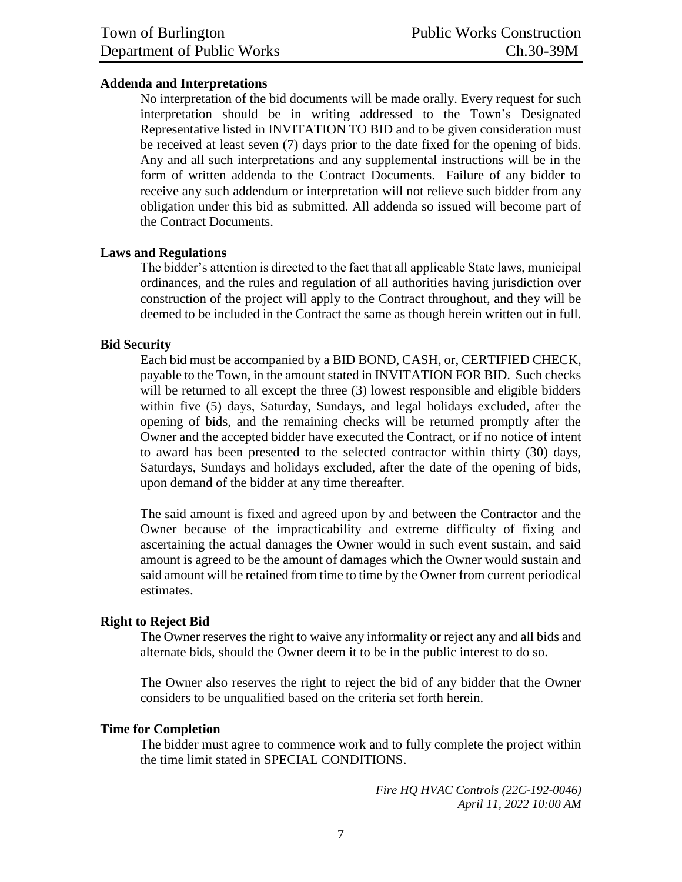**Addenda and Interpretations**

No interpretation of the bid documents will be made orally. Every request for such interpretation should be in writing addressed to the Town's Designated Representative listed in INVITATION TO BID and to be given consideration must be received at least seven (7) days prior to the date fixed for the opening of bids. Any and all such interpretations and any supplemental instructions will be in the form of written addenda to the Contract Documents. Failure of any bidder to receive any such addendum or interpretation will not relieve such bidder from any obligation under this bid as submitted. All addenda so issued will become part of the Contract Documents.

**Laws and Regulations**

The bidder's attention is directed to the fact that all applicable State laws, municipal ordinances, and the rules and regulation of all authorities having jurisdiction over construction of the project will apply to the Contract throughout, and they will be deemed to be included in the Contract the same as though herein written out in full.

**Bid Security**

Each bid must be accompanied by a <u>BID BOND, CASH,</u> or, <u>CERTIFIED CHECK</u>, payable to the Town, in the amount stated in INVITATION FOR BID. Such checks will be returned to all except the three (3) lowest responsible and eligible bidders within five (5) days, Saturday, Sundays, and legal holidays excluded, after the opening of bids, and the remaining checks will be returned promptly after the Owner and the accepted bidder have executed the Contract, or if no notice of intent to award has been presented to the selected contractor within thirty (30) days, Saturdays, Sundays and holidays excluded, after the date of the opening of bids, upon demand of the bidder at any time thereafter.

The said amount is fixed and agreed upon by and between the Contractor and the Owner because of the impracticability and extreme difficulty of fixing and ascertaining the actual damages the Owner would in such event sustain, and said amount is agreed to be the amount of damages which the Owner would sustain and said amount will be retained from time to time by the Owner from current periodical estimates.

**Right to Reject Bid**

The Owner reserves the right to waive any informality or reject any and all bids and alternate bids, should the Owner deem it to be in the public interest to do so.

The Owner also reserves the right to reject the bid of any bidder that the Owner considers to be unqualified based on the criteria set forth herein.

**Time for Completion**

The bidder must agree to commence work and to fully complete the project within the time limit stated in SPECIAL CONDITIONS.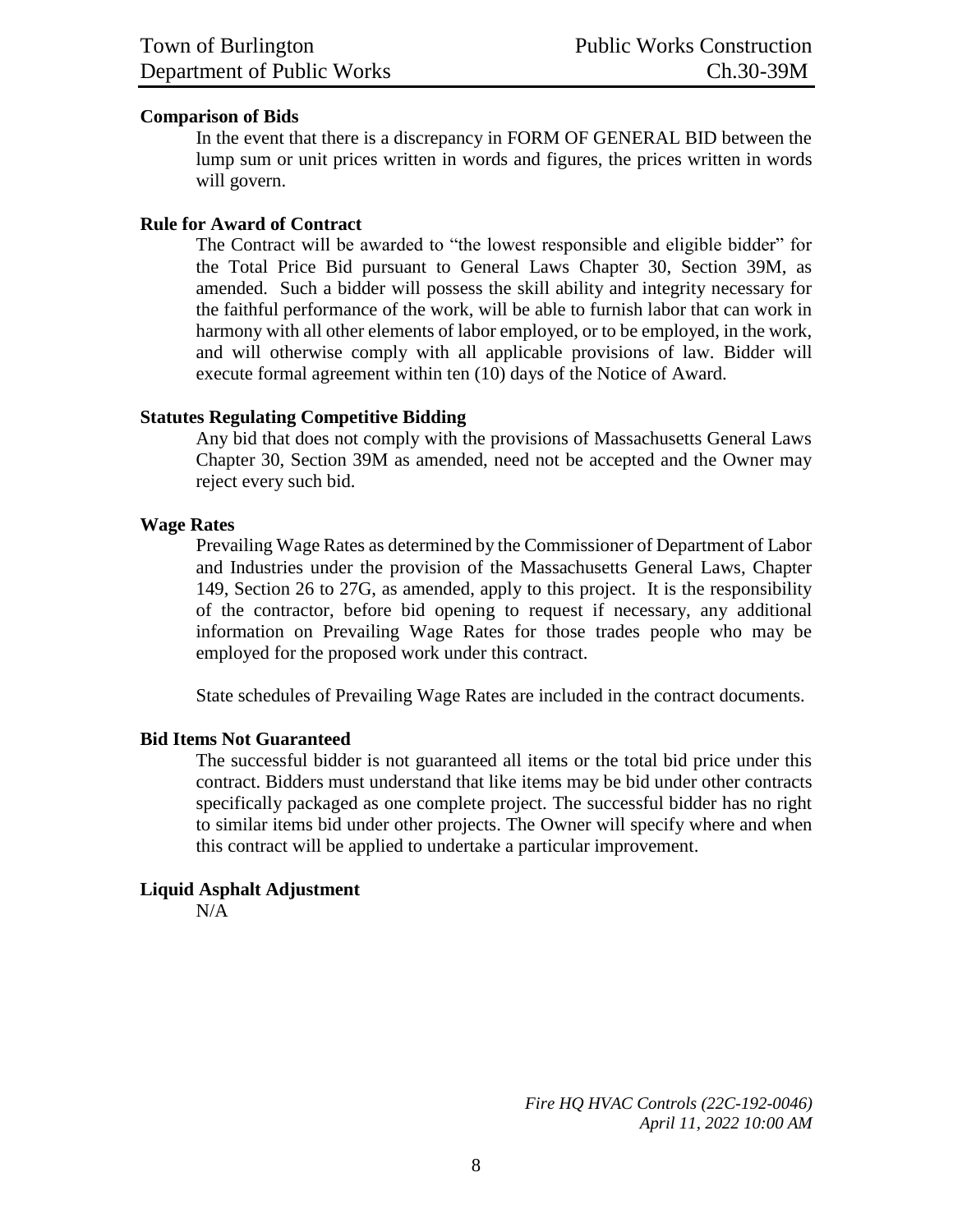**Comparison of Bids**

In the event that there is a discrepancy in FORM OF GENERAL BID between the lump sum or unit prices written in words and figures, the prices written in words will govern.

**Rule for Award of Contract**

The Contract will be awarded to "the lowest responsible and eligible bidder" for the Total Price Bid pursuant to General Laws Chapter 30, Section 39M, as amended. Such a bidder will possess the skill ability and integrity necessary for the faithful performance of the work, will be able to furnish labor that can work in harmony with all other elements of labor employed, or to be employed, in the work, and will otherwise comply with all applicable provisions of law. Bidder will execute formal agreement within ten (10) days of the Notice of Award.

**Statutes Regulating Competitive Bidding**

Any bid that does not comply with the provisions of Massachusetts General Laws Chapter 30, Section 39M as amended, need not be accepted and the Owner may reject every such bid.

**Wage Rates**

Prevailing Wage Rates as determined by the Commissioner of Department of Labor and Industries under the provision of the Massachusetts General Laws, Chapter 149, Section 26 to 27G, as amended, apply to this project. It is the responsibility of the contractor, before bid opening to request if necessary, any additional information on Prevailing Wage Rates for those trades people who may be employed for the proposed work under this contract.

State schedules of Prevailing Wage Rates are included in the contract documents.

**Bid Items Not Guaranteed**

The successful bidder is not guaranteed all items or the total bid price under this contract. Bidders must understand that like items may be bid under other contracts specifically packaged as one complete project. The successful bidder has no right to similar items bid under other projects. The Owner will specify where and when this contract will be applied to undertake a particular improvement.

**Liquid Asphalt Adjustment**

N/A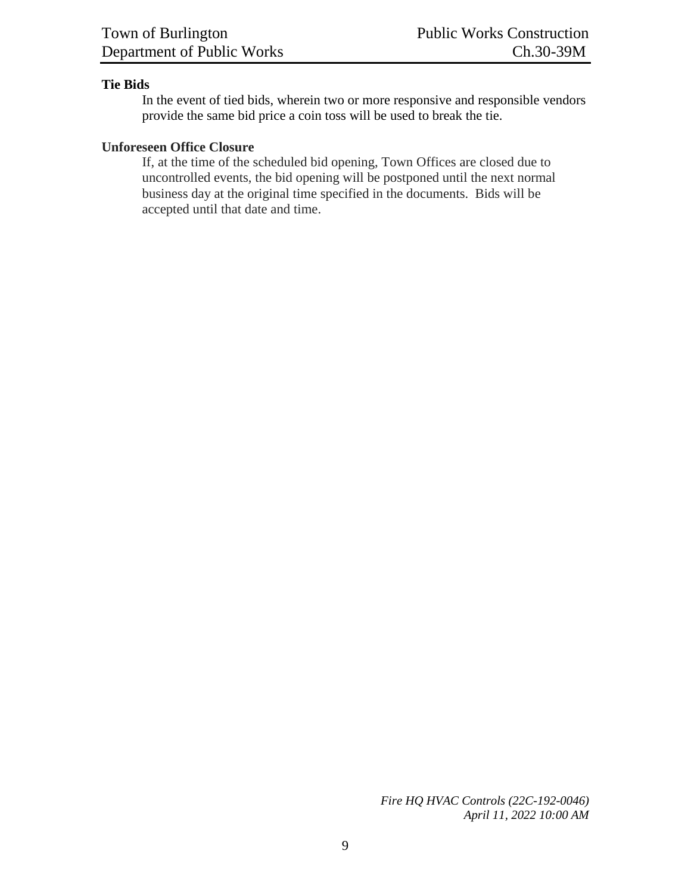**Tie Bids**

In the event of tied bids, wherein two or more responsive and responsible vendors provide the same bid price a coin toss will be used to break the tie.

**Unforeseen Office Closure**

If, at the time of the scheduled bid opening, Town Offices are closed due to uncontrolled events, the bid opening will be postponed until the next normal business day at the original time specified in the documents. Bids will be accepted until that date and time.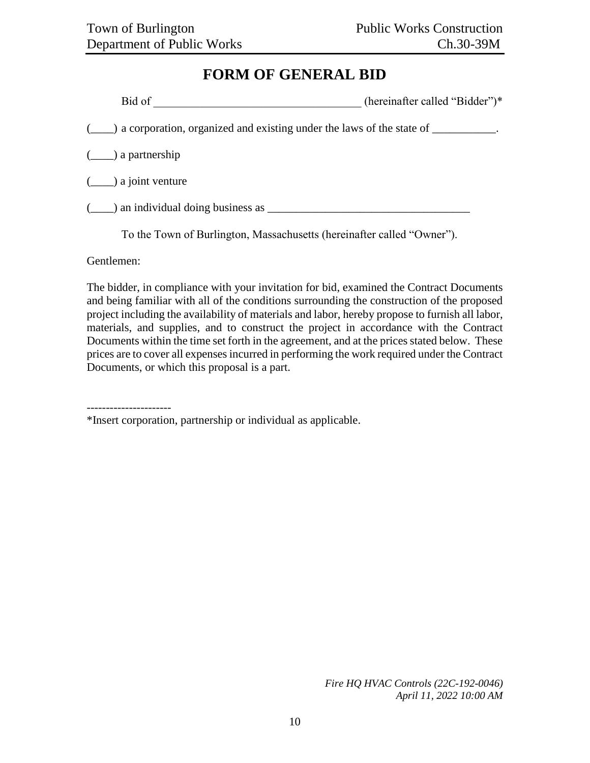# FORM OF GENERAL BID

Bid of \_\_\_\_\_\_\_\_\_\_\_\_\_\_\_\_\_\_\_\_\_\_\_\_\_\_\_\_\_\_\_\_\_\_\_\_ (hereinafter called "Bidder")*

(\_\_\_\_) a corporation, organized and existing under the laws of the state of \_\_\_\_\_\_\_\_\_\_\_.

(\_\_\_\_) a partnership

(\_\_\_\_) a joint venture

(\_\_\_\_) an individual doing business as \_\_\_\_\_\_\_\_\_\_\_\_\_\_\_\_\_\_\_\_\_\_\_\_\_\_\_\_\_\_\_\_\_\_\_\_

To the Town of Burlington, Massachusetts (hereinafter called "Owner").

Gentlemen:

The bidder, in compliance with your invitation for bid, examined the Contract Documents and being familiar with all of the conditions surrounding the construction of the proposed project including the availability of materials and labor, hereby propose to furnish all labor, materials, and supplies, and to construct the project in accordance with the Contract Documents within the time set forth in the agreement, and at the prices stated below. These prices are to cover all expenses incurred in performing the work required under the Contract Documents, or which this proposal is a part.

\-\-\-\-\-\-\-\-\-\-\-\-\-\-\-\-\-\-\-\-\-\-

*Insert corporation, partnership or individual as applicable.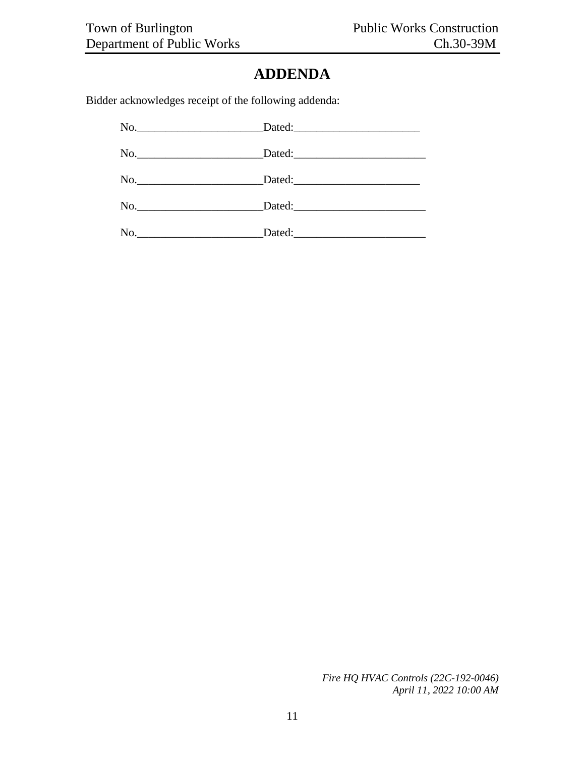# ADDENDA

Bidder acknowledges receipt of the following addenda:

No.______________________Dated:______________________

No.______________________Dated:______________________

No.______________________Dated:______________________

No.______________________Dated:______________________

No.______________________Dated:______________________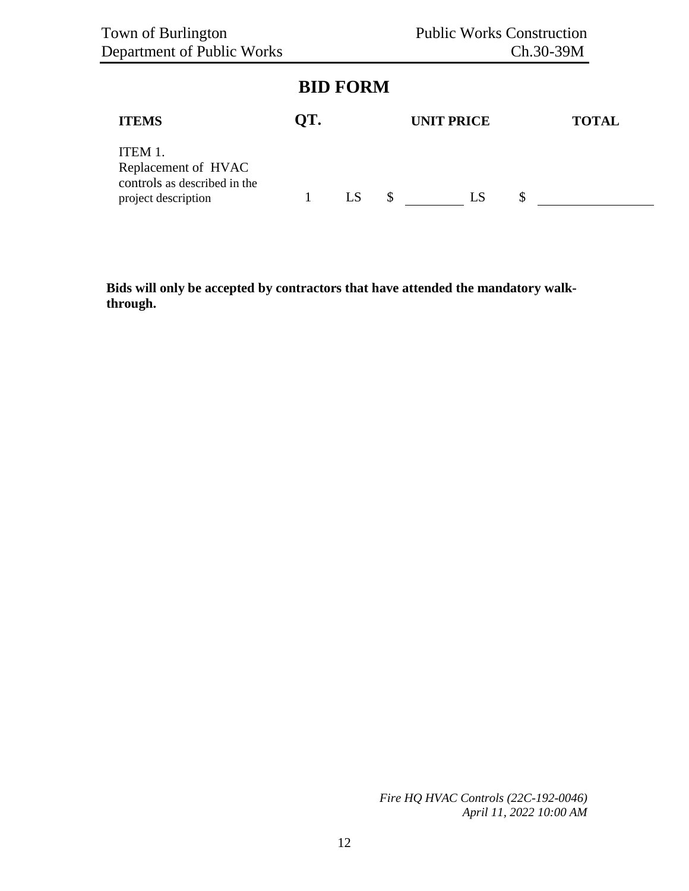# BID FORM

| ITEMS | QT. | | UNIT PRICE | | TOTAL |
|---|---|---|---|---|---|
| ITEM 1. Replacement of HVAC controls as described in the project description | 1 | LS | $ ________ | LS | $ ______________ |

**Bids will only be accepted by contractors that have attended the mandatory walk-through.**

*Fire HQ HVAC Controls (22C-192-0046)*
*April 11, 2022 10:00 AM*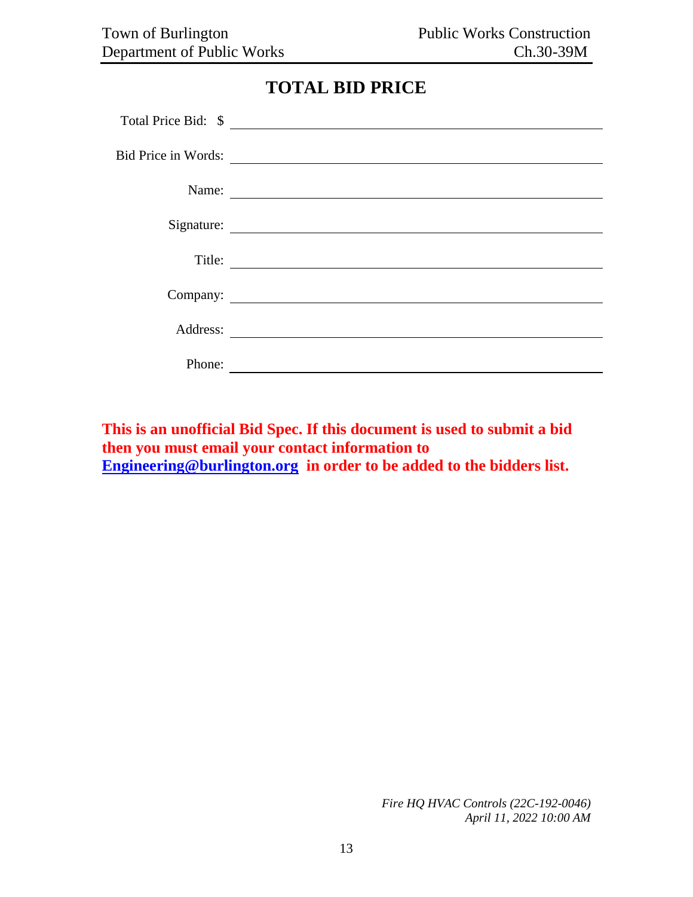# TOTAL BID PRICE

Total Price Bid: $ ______________________________

Bid Price in Words: ______________________________

Name: ______________________________

Signature: ______________________________

Title: ______________________________

Company: ______________________________

Address: ______________________________

Phone: ______________________________

**This is an unofficial Bid Spec. If this document is used to submit a bid then you must email your contact information to Engineering@burlington.org in order to be added to the bidders list.**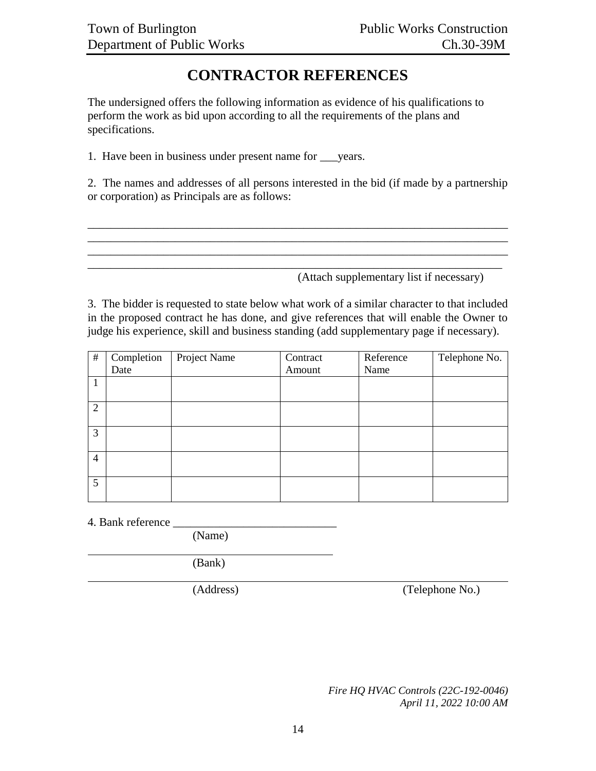# CONTRACTOR REFERENCES

The undersigned offers the following information as evidence of his qualifications to perform the work as bid upon according to all the requirements of the plans and specifications.

1. Have been in business under present name for ___years.

2. The names and addresses of all persons interested in the bid (if made by a partnership or corporation) as Principals are as follows:

\_\_\_\_\_\_\_\_\_\_\_\_\_\_\_\_\_\_\_\_\_\_\_\_\_\_\_\_\_\_\_\_\_\_\_\_\_\_\_\_\_\_\_\_\_\_\_\_\_\_\_\_\_\_\_\_\_\_\_\_\_\_\_\_\_\_\_\_\_\_\_\_

\_\_\_\_\_\_\_\_\_\_\_\_\_\_\_\_\_\_\_\_\_\_\_\_\_\_\_\_\_\_\_\_\_\_\_\_\_\_\_\_\_\_\_\_\_\_\_\_\_\_\_\_\_\_\_\_\_\_\_\_\_\_\_\_\_\_\_\_\_\_\_\_

\_\_\_\_\_\_\_\_\_\_\_\_\_\_\_\_\_\_\_\_\_\_\_\_\_\_\_\_\_\_\_\_\_\_\_\_\_\_\_\_\_\_\_\_\_\_\_\_\_\_\_\_\_\_\_\_\_\_\_\_\_\_\_\_\_\_\_\_\_\_\_\_

\_\_\_\_\_\_\_\_\_\_\_\_\_\_\_\_\_\_\_\_\_\_\_\_\_\_\_\_\_\_\_\_\_\_\_\_\_\_\_\_\_\_\_\_\_\_\_\_\_\_\_\_\_\_\_\_\_\_\_\_\_\_\_\_\_\_\_\_\_\_\_\_

(Attach supplementary list if necessary)

3. The bidder is requested to state below what work of a similar character to that included in the proposed contract he has done, and give references that will enable the Owner to judge his experience, skill and business standing (add supplementary page if necessary).

| # | Completion Date | Project Name | Contract Amount | Reference Name | Telephone No. |
|---|---|---|---|---|---|
| 1 | | | | | |
| 2 | | | | | |
| 3 | | | | | |
| 4 | | | | | |
| 5 | | | | | |

4. Bank reference \_\_\_\_\_\_\_\_\_\_\_\_\_\_\_\_\_\_\_\_\_\_\_\_\_\_\_\_\_\_
(Name)

\_\_\_\_\_\_\_\_\_\_\_\_\_\_\_\_\_\_\_\_\_\_\_\_\_\_\_\_\_\_\_\_\_\_\_\_\_\_\_\_\_\_\_\_
(Bank)

\_\_\_\_\_\_\_\_\_\_\_\_\_\_\_\_\_\_\_\_\_\_\_\_\_\_\_\_\_\_\_\_\_\_\_\_\_\_\_\_\_\_\_\_\_\_\_\_\_\_\_\_\_\_\_\_\_\_\_\_\_\_\_\_\_\_\_\_\_\_\_\_
(Address) (Telephone No.)

*Fire HQ HVAC Controls (22C-192-0046)*
*April 11, 2022 10:00 AM*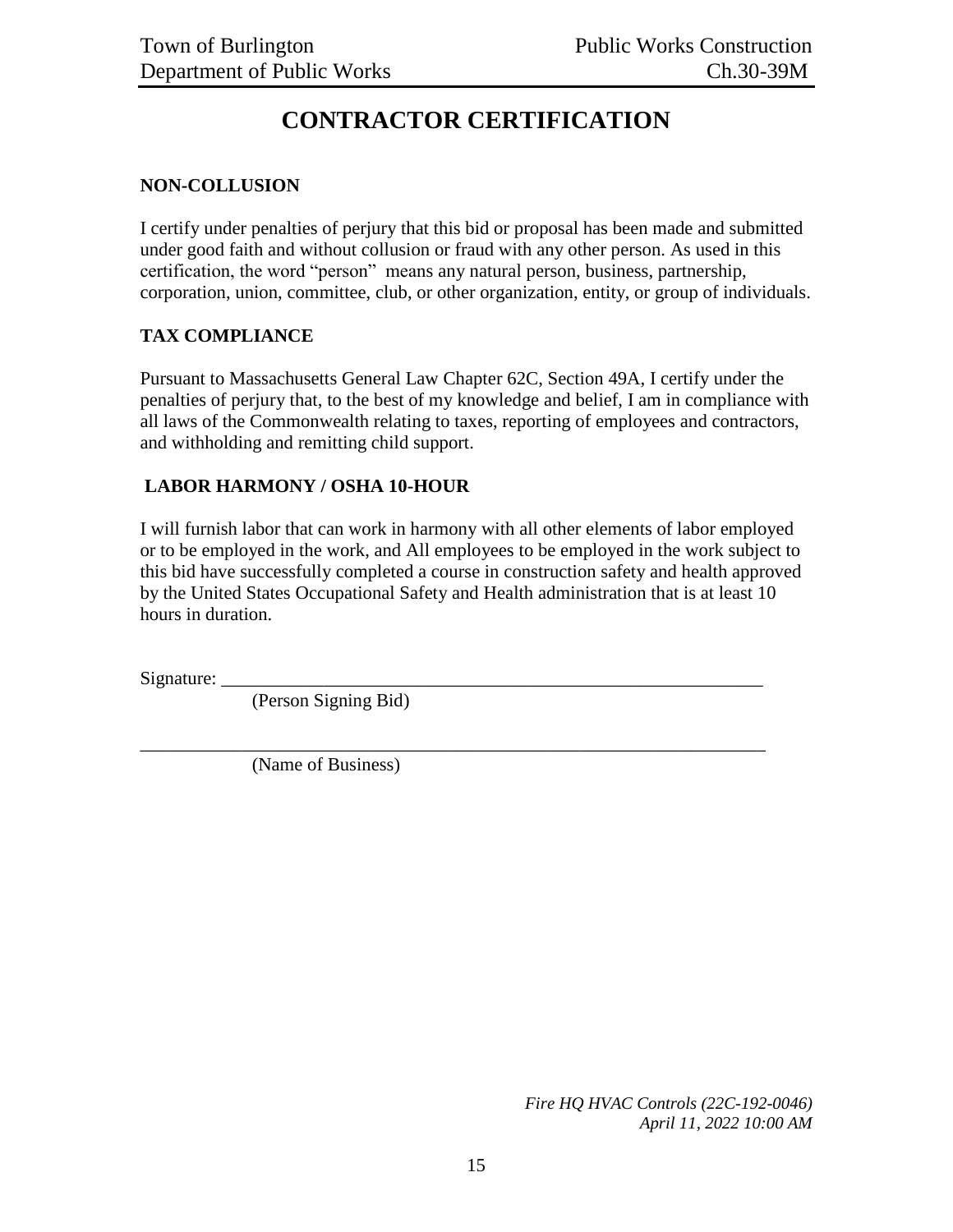# CONTRACTOR CERTIFICATION

## NON-COLLUSION

I certify under penalties of perjury that this bid or proposal has been made and submitted under good faith and without collusion or fraud with any other person. As used in this certification, the word "person" means any natural person, business, partnership, corporation, union, committee, club, or other organization, entity, or group of individuals.

## TAX COMPLIANCE

Pursuant to Massachusetts General Law Chapter 62C, Section 49A, I certify under the penalties of perjury that, to the best of my knowledge and belief, I am in compliance with all laws of the Commonwealth relating to taxes, reporting of employees and contractors, and withholding and remitting child support.

## LABOR HARMONY / OSHA 10-HOUR

I will furnish labor that can work in harmony with all other elements of labor employed or to be employed in the work, and All employees to be employed in the work subject to this bid have successfully completed a course in construction safety and health approved by the United States Occupational Safety and Health administration that is at least 10 hours in duration.

Signature: ____________________________________________________________
(Person Signing Bid)

______________________________________________________________________
(Name of Business)

*Fire HQ HVAC Controls (22C-192-0046)*
*April 11, 2022 10:00 AM*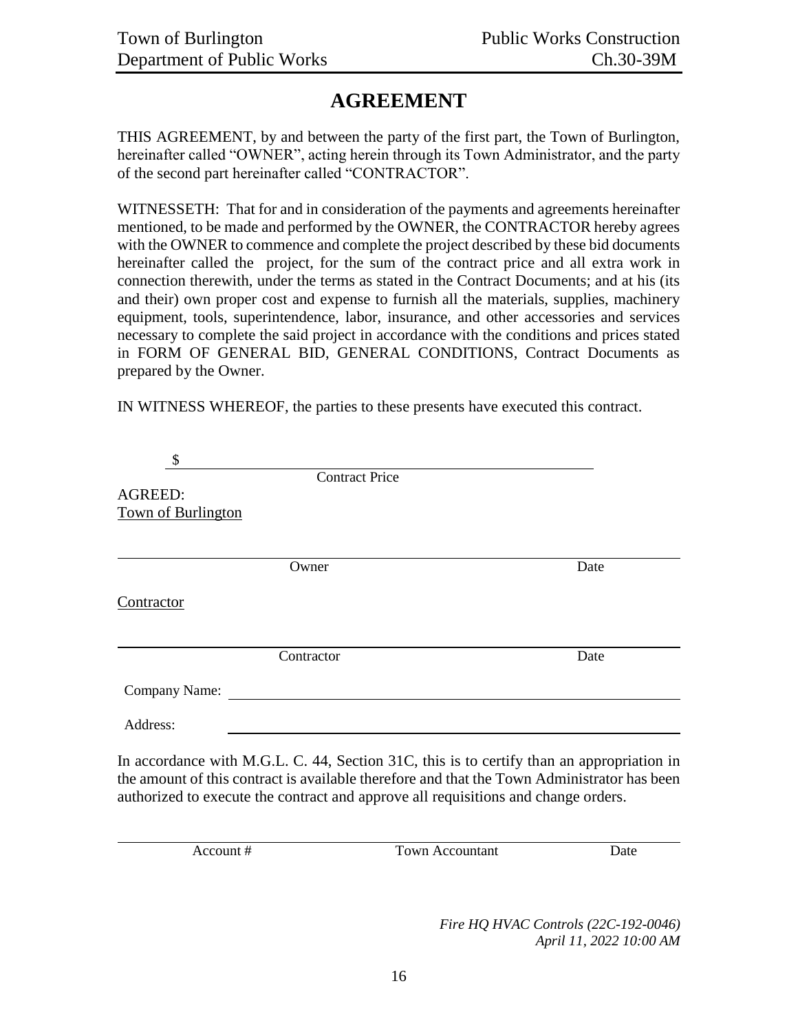# AGREEMENT

THIS AGREEMENT, by and between the party of the first part, the Town of Burlington, hereinafter called "OWNER", acting herein through its Town Administrator, and the party of the second part hereinafter called "CONTRACTOR".

WITNESSETH: That for and in consideration of the payments and agreements hereinafter mentioned, to be made and performed by the OWNER, the CONTRACTOR hereby agrees with the OWNER to commence and complete the project described by these bid documents hereinafter called the project, for the sum of the contract price and all extra work in connection therewith, under the terms as stated in the Contract Documents; and at his (its and their) own proper cost and expense to furnish all the materials, supplies, machinery equipment, tools, superintendence, labor, insurance, and other accessories and services necessary to complete the said project in accordance with the conditions and prices stated in FORM OF GENERAL BID, GENERAL CONDITIONS, Contract Documents as prepared by the Owner.

IN WITNESS WHEREOF, the parties to these presents have executed this contract.

$ ______________________________________________
Contract Price

AGREED:
Town of Burlington

______________________________________________
Owner Date

Contractor

______________________________________________
Contractor Date

Company Name: ______________________________________________

Address: ______________________________________________

In accordance with M.G.L. C. 44, Section 31C, this is to certify than an appropriation in the amount of this contract is available therefore and that the Town Administrator has been authorized to execute the contract and approve all requisitions and change orders.

______________________________________________
Account # Town Accountant Date

*Fire HQ HVAC Controls (22C-192-0046)*
*April 11, 2022 10:00 AM*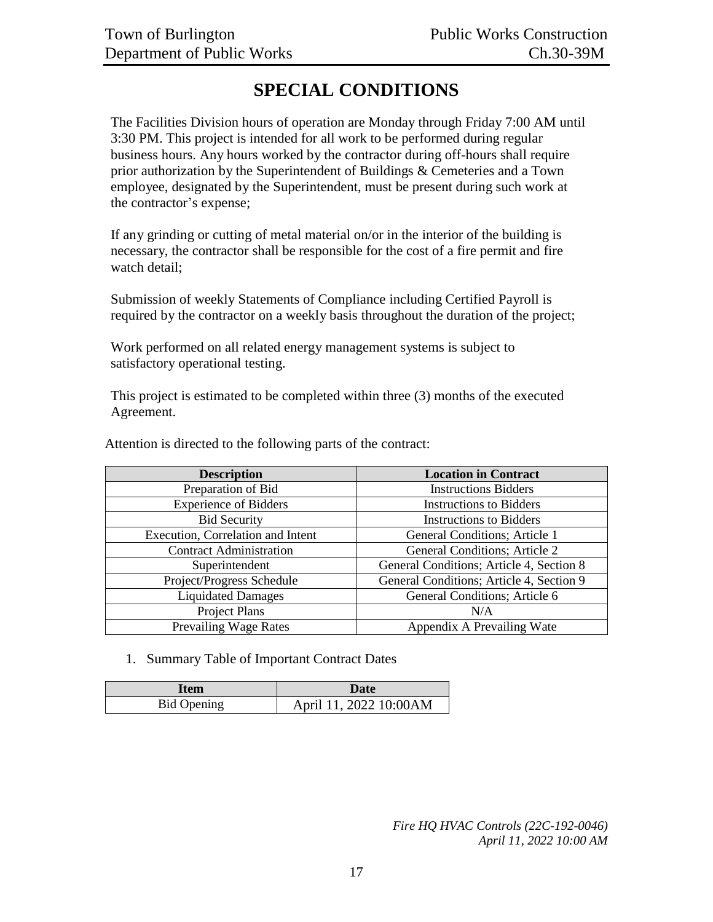# SPECIAL CONDITIONS

The Facilities Division hours of operation are Monday through Friday 7:00 AM until 3:30 PM. This project is intended for all work to be performed during regular business hours. Any hours worked by the contractor during off-hours shall require prior authorization by the Superintendent of Buildings & Cemeteries and a Town employee, designated by the Superintendent, must be present during such work at the contractor's expense;

If any grinding or cutting of metal material on/or in the interior of the building is necessary, the contractor shall be responsible for the cost of a fire permit and fire watch detail;

Submission of weekly Statements of Compliance including Certified Payroll is required by the contractor on a weekly basis throughout the duration of the project;

Work performed on all related energy management systems is subject to satisfactory operational testing.

This project is estimated to be completed within three (3) months of the executed Agreement.

Attention is directed to the following parts of the contract:

| Description | Location in Contract |
|---|---|
| Preparation of Bid | Instructions Bidders |
| Experience of Bidders | Instructions to Bidders |
| Bid Security | Instructions to Bidders |
| Execution, Correlation and Intent | General Conditions; Article 1 |
| Contract Administration | General Conditions; Article 2 |
| Superintendent | General Conditions; Article 4, Section 8 |
| Project/Progress Schedule | General Conditions; Article 4, Section 9 |
| Liquidated Damages | General Conditions; Article 6 |
| Project Plans | N/A |
| Prevailing Wage Rates | Appendix A Prevailing Wate |

1. Summary Table of Important Contract Dates

| Item | Date |
|---|---|
| Bid Opening | April 11, 2022 10:00AM |

*Fire HQ HVAC Controls (22C-192-0046)*
*April 11, 2022 10:00 AM*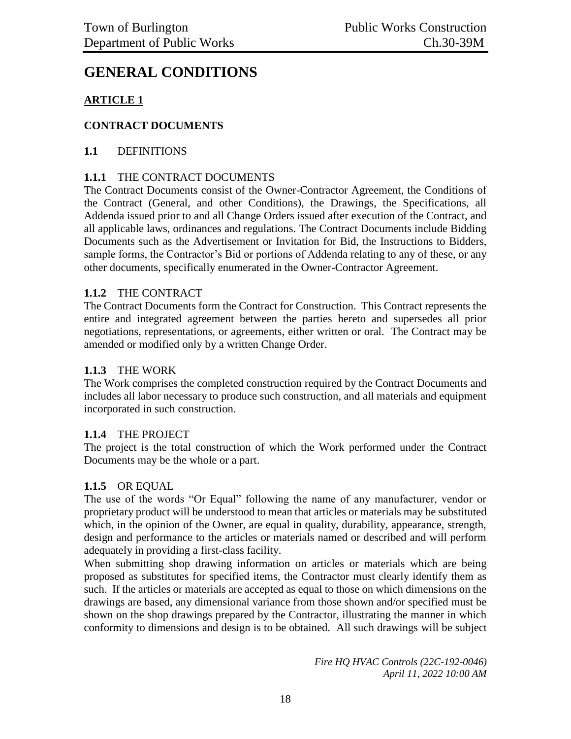# GENERAL CONDITIONS

## ARTICLE 1

### CONTRACT DOCUMENTS

**1.1** DEFINITIONS

**1.1.1** THE CONTRACT DOCUMENTS

The Contract Documents consist of the Owner-Contractor Agreement, the Conditions of the Contract (General, and other Conditions), the Drawings, the Specifications, all Addenda issued prior to and all Change Orders issued after execution of the Contract, and all applicable laws, ordinances and regulations. The Contract Documents include Bidding Documents such as the Advertisement or Invitation for Bid, the Instructions to Bidders, sample forms, the Contractor's Bid or portions of Addenda relating to any of these, or any other documents, specifically enumerated in the Owner-Contractor Agreement.

**1.1.2** THE CONTRACT

The Contract Documents form the Contract for Construction. This Contract represents the entire and integrated agreement between the parties hereto and supersedes all prior negotiations, representations, or agreements, either written or oral. The Contract may be amended or modified only by a written Change Order.

**1.1.3** THE WORK

The Work comprises the completed construction required by the Contract Documents and includes all labor necessary to produce such construction, and all materials and equipment incorporated in such construction.

**1.1.4** THE PROJECT

The project is the total construction of which the Work performed under the Contract Documents may be the whole or a part.

**1.1.5** OR EQUAL

The use of the words "Or Equal" following the name of any manufacturer, vendor or proprietary product will be understood to mean that articles or materials may be substituted which, in the opinion of the Owner, are equal in quality, durability, appearance, strength, design and performance to the articles or materials named or described and will perform adequately in providing a first-class facility.

When submitting shop drawing information on articles or materials which are being proposed as substitutes for specified items, the Contractor must clearly identify them as such. If the articles or materials are accepted as equal to those on which dimensions on the drawings are based, any dimensional variance from those shown and/or specified must be shown on the shop drawings prepared by the Contractor, illustrating the manner in which conformity to dimensions and design is to be obtained. All such drawings will be subject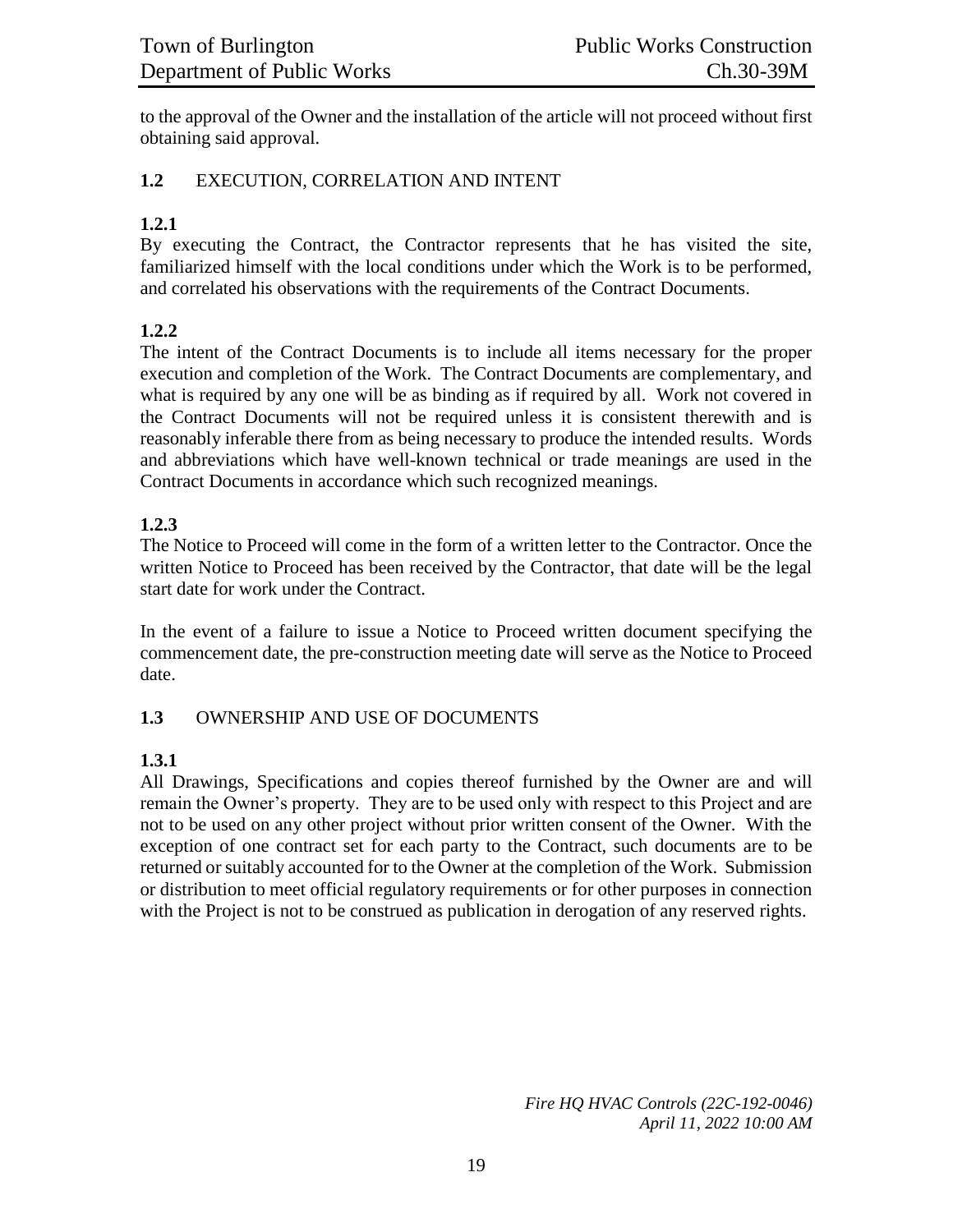to the approval of the Owner and the installation of the article will not proceed without first obtaining said approval.

## 1.2 EXECUTION, CORRELATION AND INTENT

### 1.2.1

By executing the Contract, the Contractor represents that he has visited the site, familiarized himself with the local conditions under which the Work is to be performed, and correlated his observations with the requirements of the Contract Documents.

### 1.2.2

The intent of the Contract Documents is to include all items necessary for the proper execution and completion of the Work. The Contract Documents are complementary, and what is required by any one will be as binding as if required by all. Work not covered in the Contract Documents will not be required unless it is consistent therewith and is reasonably inferable there from as being necessary to produce the intended results. Words and abbreviations which have well-known technical or trade meanings are used in the Contract Documents in accordance which such recognized meanings.

### 1.2.3

The Notice to Proceed will come in the form of a written letter to the Contractor. Once the written Notice to Proceed has been received by the Contractor, that date will be the legal start date for work under the Contract.

In the event of a failure to issue a Notice to Proceed written document specifying the commencement date, the pre-construction meeting date will serve as the Notice to Proceed date.

## 1.3 OWNERSHIP AND USE OF DOCUMENTS

### 1.3.1

All Drawings, Specifications and copies thereof furnished by the Owner are and will remain the Owner's property. They are to be used only with respect to this Project and are not to be used on any other project without prior written consent of the Owner. With the exception of one contract set for each party to the Contract, such documents are to be returned or suitably accounted for to the Owner at the completion of the Work. Submission or distribution to meet official regulatory requirements or for other purposes in connection with the Project is not to be construed as publication in derogation of any reserved rights.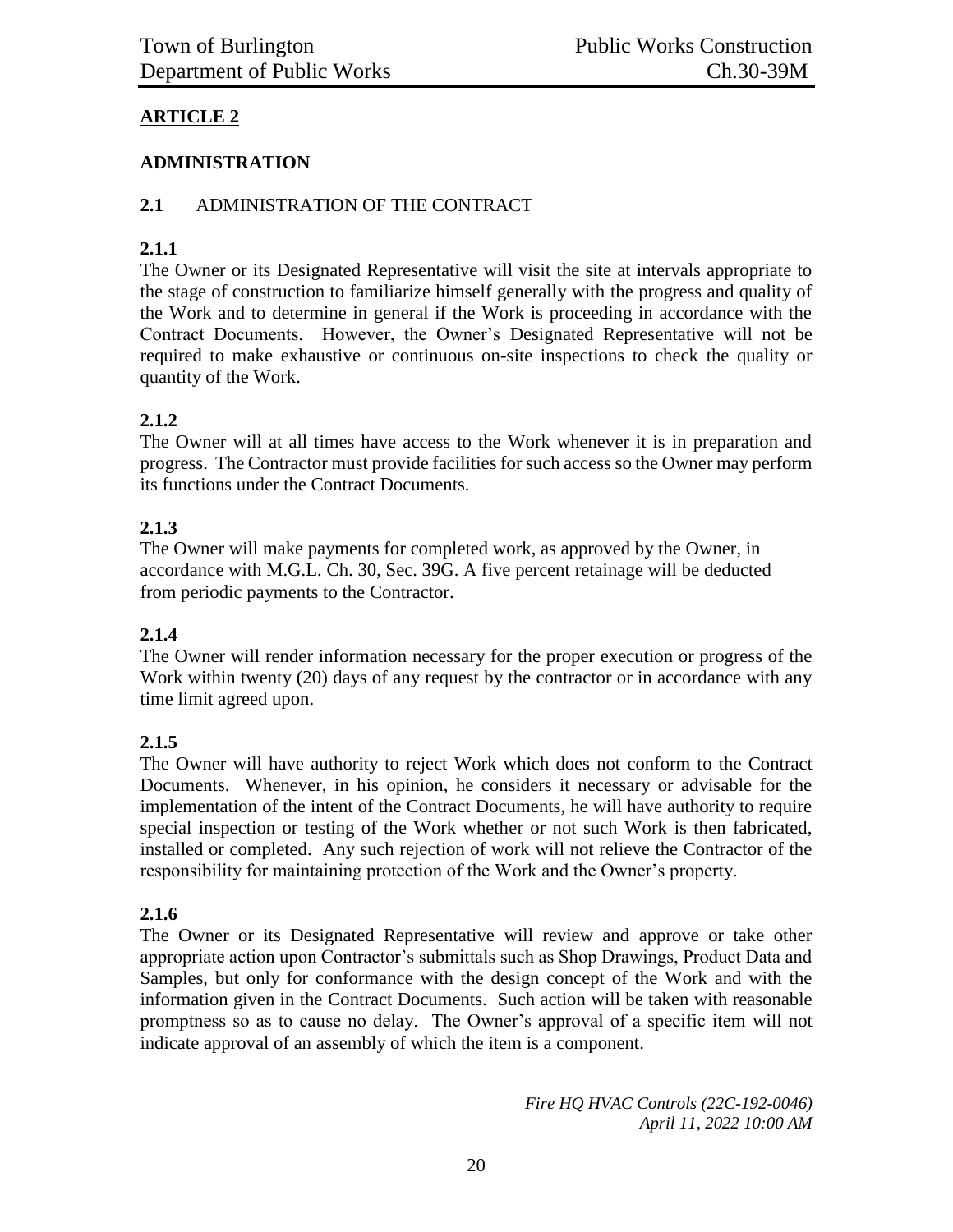## ARTICLE 2

### ADMINISTRATION

**2.1** ADMINISTRATION OF THE CONTRACT

**2.1.1**
The Owner or its Designated Representative will visit the site at intervals appropriate to the stage of construction to familiarize himself generally with the progress and quality of the Work and to determine in general if the Work is proceeding in accordance with the Contract Documents. However, the Owner's Designated Representative will not be required to make exhaustive or continuous on-site inspections to check the quality or quantity of the Work.

**2.1.2**
The Owner will at all times have access to the Work whenever it is in preparation and progress. The Contractor must provide facilities for such access so the Owner may perform its functions under the Contract Documents.

**2.1.3**
The Owner will make payments for completed work, as approved by the Owner, in accordance with M.G.L. Ch. 30, Sec. 39G. A five percent retainage will be deducted from periodic payments to the Contractor.

**2.1.4**
The Owner will render information necessary for the proper execution or progress of the Work within twenty (20) days of any request by the contractor or in accordance with any time limit agreed upon.

**2.1.5**
The Owner will have authority to reject Work which does not conform to the Contract Documents. Whenever, in his opinion, he considers it necessary or advisable for the implementation of the intent of the Contract Documents, he will have authority to require special inspection or testing of the Work whether or not such Work is then fabricated, installed or completed. Any such rejection of work will not relieve the Contractor of the responsibility for maintaining protection of the Work and the Owner's property.

**2.1.6**
The Owner or its Designated Representative will review and approve or take other appropriate action upon Contractor's submittals such as Shop Drawings, Product Data and Samples, but only for conformance with the design concept of the Work and with the information given in the Contract Documents. Such action will be taken with reasonable promptness so as to cause no delay. The Owner's approval of a specific item will not indicate approval of an assembly of which the item is a component.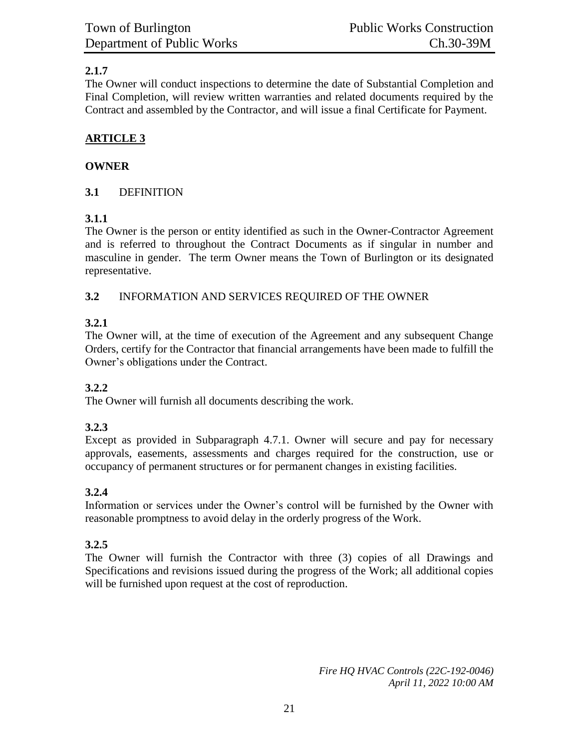**2.1.7**

The Owner will conduct inspections to determine the date of Substantial Completion and Final Completion, will review written warranties and related documents required by the Contract and assembled by the Contractor, and will issue a final Certificate for Payment.

## ARTICLE 3

## OWNER

**3.1** DEFINITION

**3.1.1**

The Owner is the person or entity identified as such in the Owner-Contractor Agreement and is referred to throughout the Contract Documents as if singular in number and masculine in gender. The term Owner means the Town of Burlington or its designated representative.

**3.2** INFORMATION AND SERVICES REQUIRED OF THE OWNER

**3.2.1**

The Owner will, at the time of execution of the Agreement and any subsequent Change Orders, certify for the Contractor that financial arrangements have been made to fulfill the Owner's obligations under the Contract.

**3.2.2**

The Owner will furnish all documents describing the work.

**3.2.3**

Except as provided in Subparagraph 4.7.1. Owner will secure and pay for necessary approvals, easements, assessments and charges required for the construction, use or occupancy of permanent structures or for permanent changes in existing facilities.

**3.2.4**

Information or services under the Owner's control will be furnished by the Owner with reasonable promptness to avoid delay in the orderly progress of the Work.

**3.2.5**

The Owner will furnish the Contractor with three (3) copies of all Drawings and Specifications and revisions issued during the progress of the Work; all additional copies will be furnished upon request at the cost of reproduction.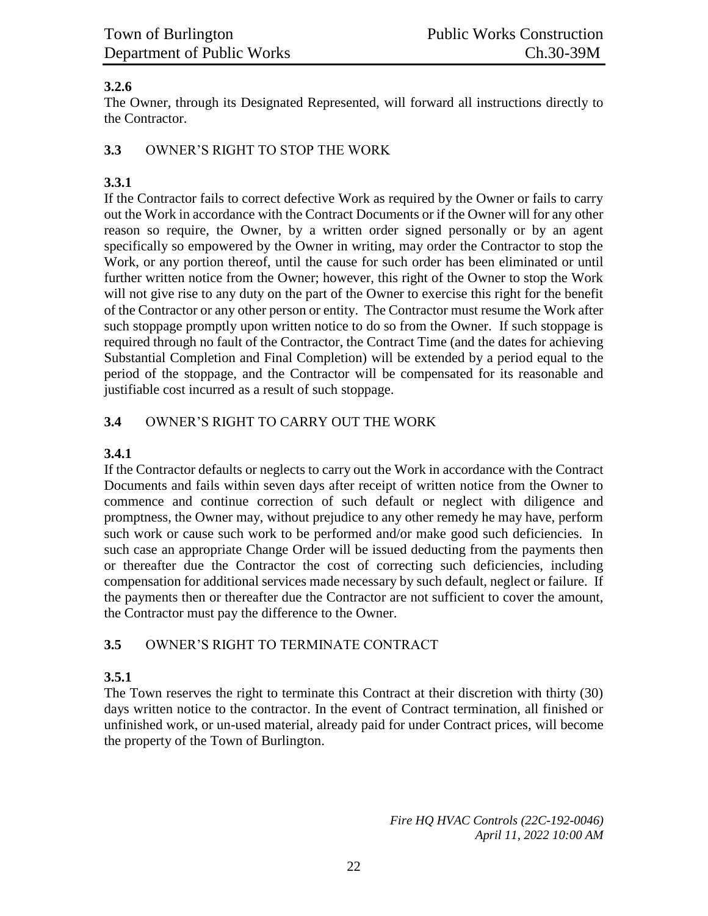**3.2.6**

The Owner, through its Designated Represented, will forward all instructions directly to the Contractor.

**3.3** OWNER'S RIGHT TO STOP THE WORK

**3.3.1**

If the Contractor fails to correct defective Work as required by the Owner or fails to carry out the Work in accordance with the Contract Documents or if the Owner will for any other reason so require, the Owner, by a written order signed personally or by an agent specifically so empowered by the Owner in writing, may order the Contractor to stop the Work, or any portion thereof, until the cause for such order has been eliminated or until further written notice from the Owner; however, this right of the Owner to stop the Work will not give rise to any duty on the part of the Owner to exercise this right for the benefit of the Contractor or any other person or entity. The Contractor must resume the Work after such stoppage promptly upon written notice to do so from the Owner. If such stoppage is required through no fault of the Contractor, the Contract Time (and the dates for achieving Substantial Completion and Final Completion) will be extended by a period equal to the period of the stoppage, and the Contractor will be compensated for its reasonable and justifiable cost incurred as a result of such stoppage.

**3.4** OWNER'S RIGHT TO CARRY OUT THE WORK

**3.4.1**

If the Contractor defaults or neglects to carry out the Work in accordance with the Contract Documents and fails within seven days after receipt of written notice from the Owner to commence and continue correction of such default or neglect with diligence and promptness, the Owner may, without prejudice to any other remedy he may have, perform such work or cause such work to be performed and/or make good such deficiencies. In such case an appropriate Change Order will be issued deducting from the payments then or thereafter due the Contractor the cost of correcting such deficiencies, including compensation for additional services made necessary by such default, neglect or failure. If the payments then or thereafter due the Contractor are not sufficient to cover the amount, the Contractor must pay the difference to the Owner.

**3.5** OWNER'S RIGHT TO TERMINATE CONTRACT

**3.5.1**

The Town reserves the right to terminate this Contract at their discretion with thirty (30) days written notice to the contractor. In the event of Contract termination, all finished or unfinished work, or un-used material, already paid for under Contract prices, will become the property of the Town of Burlington.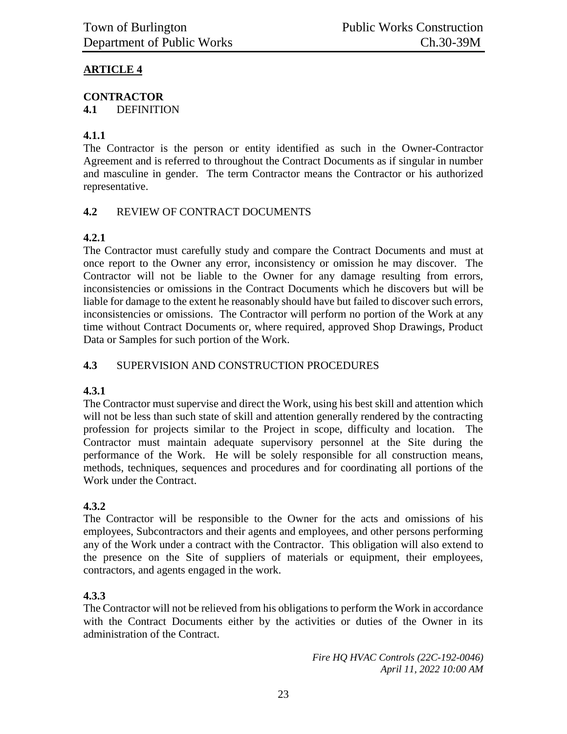## ARTICLE 4

**CONTRACTOR**

**4.1** DEFINITION

**4.1.1**

The Contractor is the person or entity identified as such in the Owner-Contractor Agreement and is referred to throughout the Contract Documents as if singular in number and masculine in gender. The term Contractor means the Contractor or his authorized representative.

**4.2** REVIEW OF CONTRACT DOCUMENTS

**4.2.1**

The Contractor must carefully study and compare the Contract Documents and must at once report to the Owner any error, inconsistency or omission he may discover. The Contractor will not be liable to the Owner for any damage resulting from errors, inconsistencies or omissions in the Contract Documents which he discovers but will be liable for damage to the extent he reasonably should have but failed to discover such errors, inconsistencies or omissions. The Contractor will perform no portion of the Work at any time without Contract Documents or, where required, approved Shop Drawings, Product Data or Samples for such portion of the Work.

**4.3** SUPERVISION AND CONSTRUCTION PROCEDURES

**4.3.1**

The Contractor must supervise and direct the Work, using his best skill and attention which will not be less than such state of skill and attention generally rendered by the contracting profession for projects similar to the Project in scope, difficulty and location. The Contractor must maintain adequate supervisory personnel at the Site during the performance of the Work. He will be solely responsible for all construction means, methods, techniques, sequences and procedures and for coordinating all portions of the Work under the Contract.

**4.3.2**

The Contractor will be responsible to the Owner for the acts and omissions of his employees, Subcontractors and their agents and employees, and other persons performing any of the Work under a contract with the Contractor. This obligation will also extend to the presence on the Site of suppliers of materials or equipment, their employees, contractors, and agents engaged in the work.

**4.3.3**

The Contractor will not be relieved from his obligations to perform the Work in accordance with the Contract Documents either by the activities or duties of the Owner in its administration of the Contract.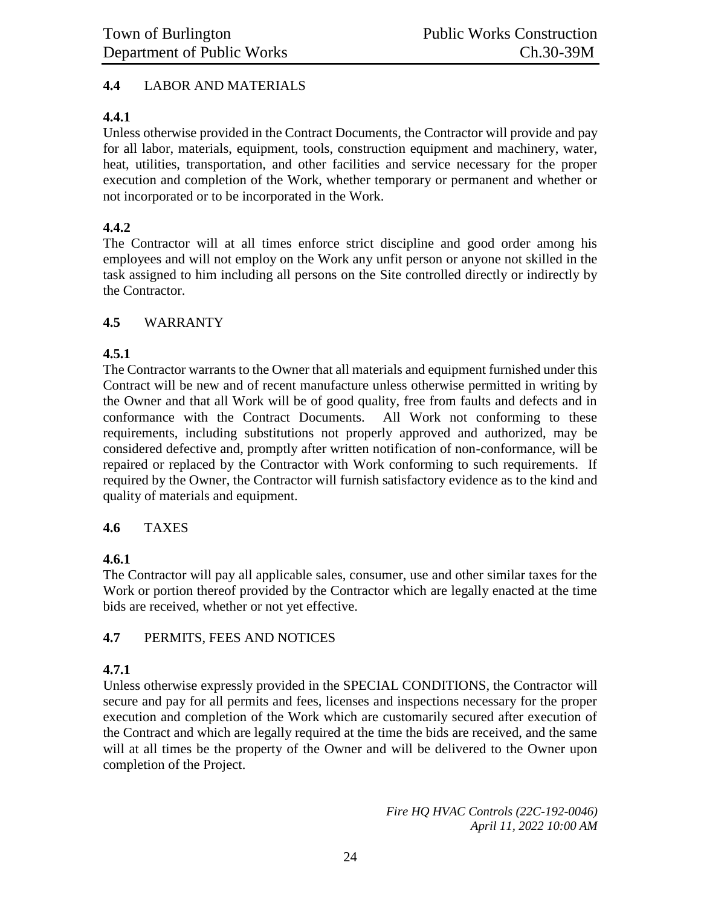## 4.4 LABOR AND MATERIALS

### 4.4.1

Unless otherwise provided in the Contract Documents, the Contractor will provide and pay for all labor, materials, equipment, tools, construction equipment and machinery, water, heat, utilities, transportation, and other facilities and service necessary for the proper execution and completion of the Work, whether temporary or permanent and whether or not incorporated or to be incorporated in the Work.

### 4.4.2

The Contractor will at all times enforce strict discipline and good order among his employees and will not employ on the Work any unfit person or anyone not skilled in the task assigned to him including all persons on the Site controlled directly or indirectly by the Contractor.

## 4.5 WARRANTY

### 4.5.1

The Contractor warrants to the Owner that all materials and equipment furnished under this Contract will be new and of recent manufacture unless otherwise permitted in writing by the Owner and that all Work will be of good quality, free from faults and defects and in conformance with the Contract Documents. All Work not conforming to these requirements, including substitutions not properly approved and authorized, may be considered defective and, promptly after written notification of non-conformance, will be repaired or replaced by the Contractor with Work conforming to such requirements. If required by the Owner, the Contractor will furnish satisfactory evidence as to the kind and quality of materials and equipment.

## 4.6 TAXES

### 4.6.1

The Contractor will pay all applicable sales, consumer, use and other similar taxes for the Work or portion thereof provided by the Contractor which are legally enacted at the time bids are received, whether or not yet effective.

## 4.7 PERMITS, FEES AND NOTICES

### 4.7.1

Unless otherwise expressly provided in the SPECIAL CONDITIONS, the Contractor will secure and pay for all permits and fees, licenses and inspections necessary for the proper execution and completion of the Work which are customarily secured after execution of the Contract and which are legally required at the time the bids are received, and the same will at all times be the property of the Owner and will be delivered to the Owner upon completion of the Project.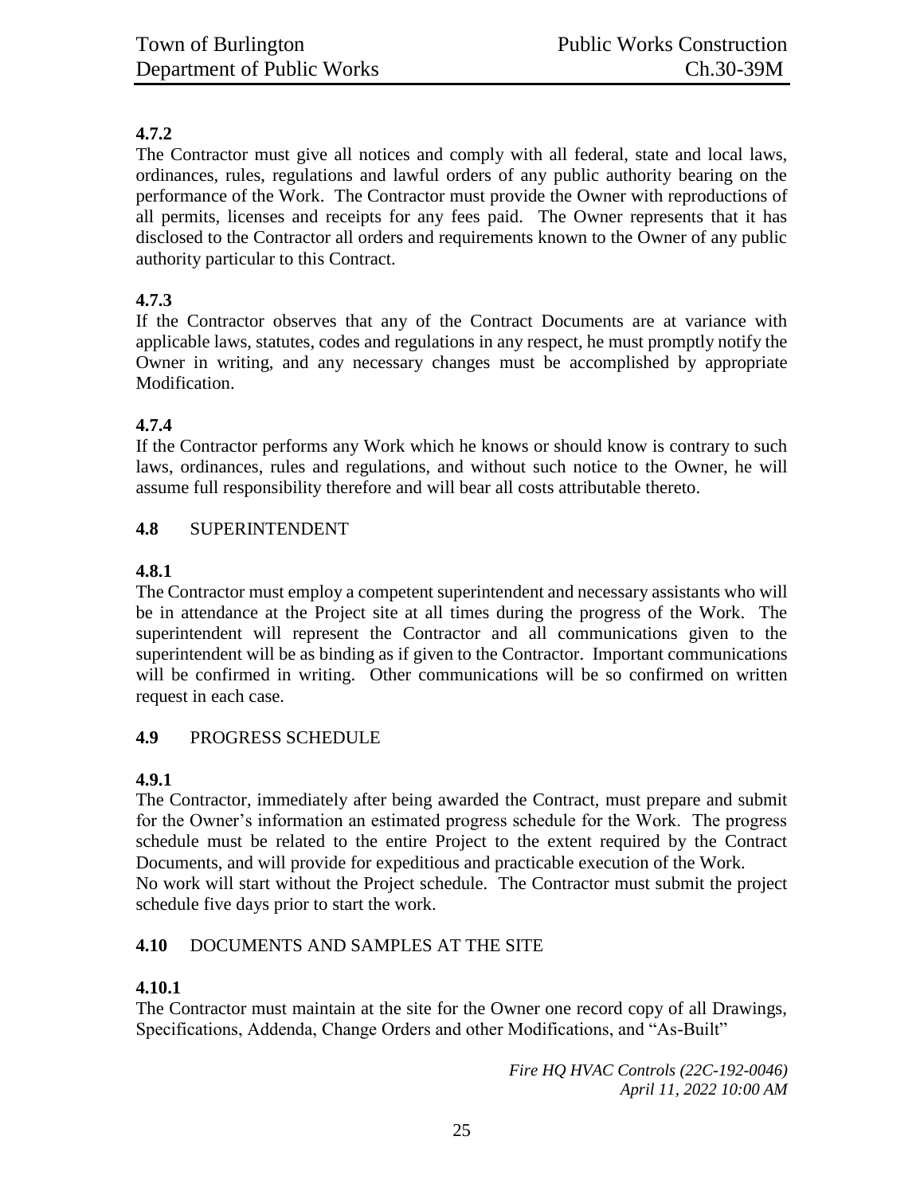**4.7.2**

The Contractor must give all notices and comply with all federal, state and local laws, ordinances, rules, regulations and lawful orders of any public authority bearing on the performance of the Work. The Contractor must provide the Owner with reproductions of all permits, licenses and receipts for any fees paid. The Owner represents that it has disclosed to the Contractor all orders and requirements known to the Owner of any public authority particular to this Contract.

**4.7.3**

If the Contractor observes that any of the Contract Documents are at variance with applicable laws, statutes, codes and regulations in any respect, he must promptly notify the Owner in writing, and any necessary changes must be accomplished by appropriate Modification.

**4.7.4**

If the Contractor performs any Work which he knows or should know is contrary to such laws, ordinances, rules and regulations, and without such notice to the Owner, he will assume full responsibility therefore and will bear all costs attributable thereto.

**4.8** SUPERINTENDENT

**4.8.1**

The Contractor must employ a competent superintendent and necessary assistants who will be in attendance at the Project site at all times during the progress of the Work. The superintendent will represent the Contractor and all communications given to the superintendent will be as binding as if given to the Contractor. Important communications will be confirmed in writing. Other communications will be so confirmed on written request in each case.

**4.9** PROGRESS SCHEDULE

**4.9.1**

The Contractor, immediately after being awarded the Contract, must prepare and submit for the Owner's information an estimated progress schedule for the Work. The progress schedule must be related to the entire Project to the extent required by the Contract Documents, and will provide for expeditious and practicable execution of the Work.
No work will start without the Project schedule. The Contractor must submit the project schedule five days prior to start the work.

**4.10** DOCUMENTS AND SAMPLES AT THE SITE

**4.10.1**

The Contractor must maintain at the site for the Owner one record copy of all Drawings, Specifications, Addenda, Change Orders and other Modifications, and "As-Built"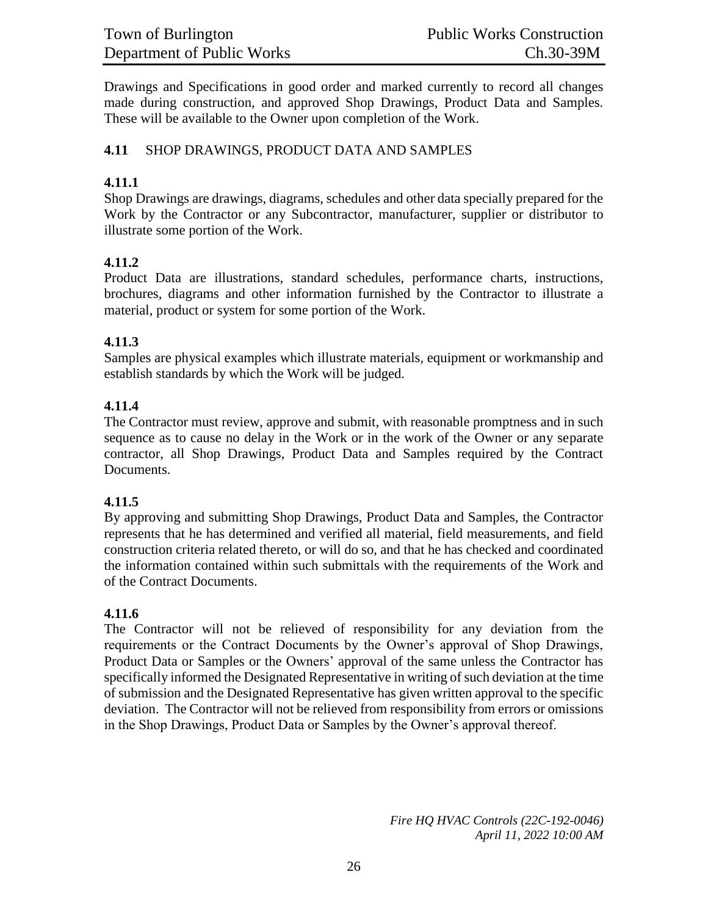Drawings and Specifications in good order and marked currently to record all changes made during construction, and approved Shop Drawings, Product Data and Samples. These will be available to the Owner upon completion of the Work.

## 4.11 SHOP DRAWINGS, PRODUCT DATA AND SAMPLES

### 4.11.1

Shop Drawings are drawings, diagrams, schedules and other data specially prepared for the Work by the Contractor or any Subcontractor, manufacturer, supplier or distributor to illustrate some portion of the Work.

### 4.11.2

Product Data are illustrations, standard schedules, performance charts, instructions, brochures, diagrams and other information furnished by the Contractor to illustrate a material, product or system for some portion of the Work.

### 4.11.3

Samples are physical examples which illustrate materials, equipment or workmanship and establish standards by which the Work will be judged.

### 4.11.4

The Contractor must review, approve and submit, with reasonable promptness and in such sequence as to cause no delay in the Work or in the work of the Owner or any separate contractor, all Shop Drawings, Product Data and Samples required by the Contract Documents.

### 4.11.5

By approving and submitting Shop Drawings, Product Data and Samples, the Contractor represents that he has determined and verified all material, field measurements, and field construction criteria related thereto, or will do so, and that he has checked and coordinated the information contained within such submittals with the requirements of the Work and of the Contract Documents.

### 4.11.6

The Contractor will not be relieved of responsibility for any deviation from the requirements or the Contract Documents by the Owner's approval of Shop Drawings, Product Data or Samples or the Owners' approval of the same unless the Contractor has specifically informed the Designated Representative in writing of such deviation at the time of submission and the Designated Representative has given written approval to the specific deviation. The Contractor will not be relieved from responsibility from errors or omissions in the Shop Drawings, Product Data or Samples by the Owner's approval thereof.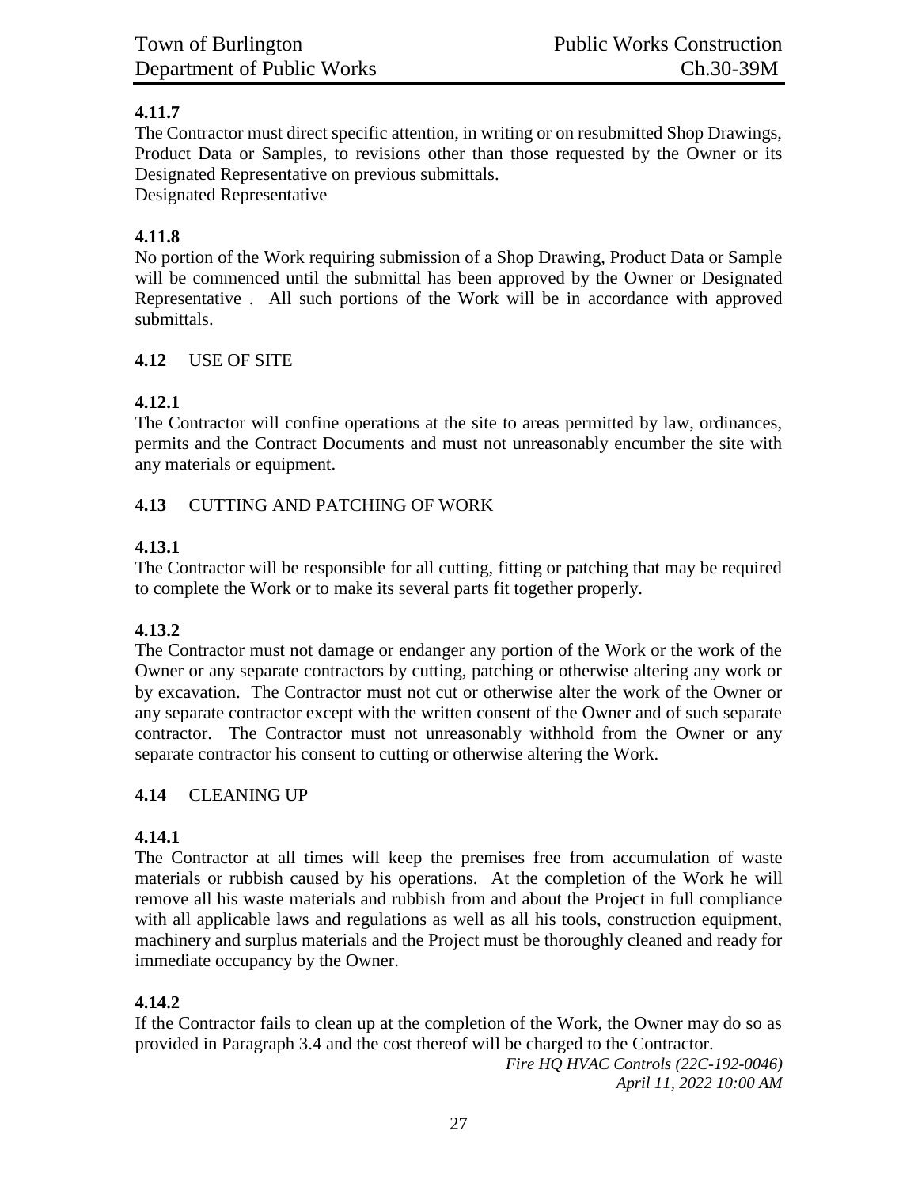**4.11.7**

The Contractor must direct specific attention, in writing or on resubmitted Shop Drawings, Product Data or Samples, to revisions other than those requested by the Owner or its Designated Representative on previous submittals.
Designated Representative

**4.11.8**

No portion of the Work requiring submission of a Shop Drawing, Product Data or Sample will be commenced until the submittal has been approved by the Owner or Designated Representative . All such portions of the Work will be in accordance with approved submittals.

**4.12** USE OF SITE

**4.12.1**

The Contractor will confine operations at the site to areas permitted by law, ordinances, permits and the Contract Documents and must not unreasonably encumber the site with any materials or equipment.

**4.13** CUTTING AND PATCHING OF WORK

**4.13.1**

The Contractor will be responsible for all cutting, fitting or patching that may be required to complete the Work or to make its several parts fit together properly.

**4.13.2**

The Contractor must not damage or endanger any portion of the Work or the work of the Owner or any separate contractors by cutting, patching or otherwise altering any work or by excavation. The Contractor must not cut or otherwise alter the work of the Owner or any separate contractor except with the written consent of the Owner and of such separate contractor. The Contractor must not unreasonably withhold from the Owner or any separate contractor his consent to cutting or otherwise altering the Work.

**4.14** CLEANING UP

**4.14.1**

The Contractor at all times will keep the premises free from accumulation of waste materials or rubbish caused by his operations. At the completion of the Work he will remove all his waste materials and rubbish from and about the Project in full compliance with all applicable laws and regulations as well as all his tools, construction equipment, machinery and surplus materials and the Project must be thoroughly cleaned and ready for immediate occupancy by the Owner.

**4.14.2**

If the Contractor fails to clean up at the completion of the Work, the Owner may do so as provided in Paragraph 3.4 and the cost thereof will be charged to the Contractor.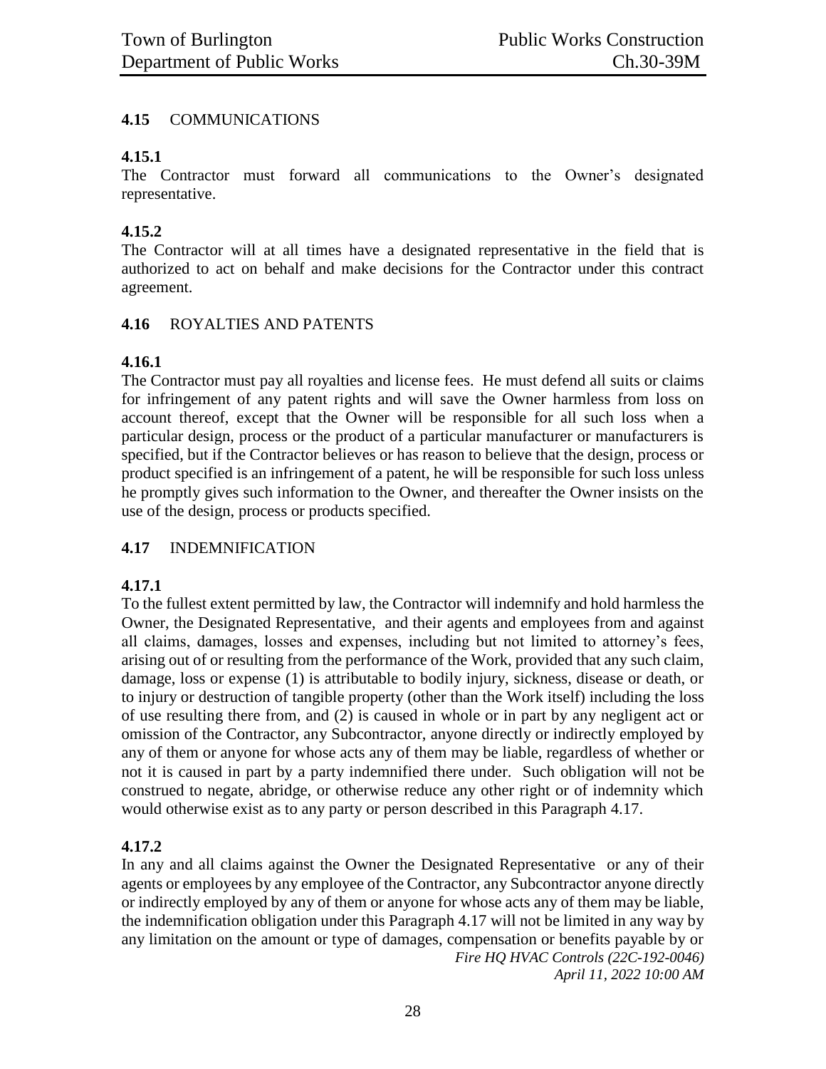## 4.15 COMMUNICATIONS

**4.15.1**

The Contractor must forward all communications to the Owner's designated representative.

**4.15.2**

The Contractor will at all times have a designated representative in the field that is authorized to act on behalf and make decisions for the Contractor under this contract agreement.

## 4.16 ROYALTIES AND PATENTS

**4.16.1**

The Contractor must pay all royalties and license fees. He must defend all suits or claims for infringement of any patent rights and will save the Owner harmless from loss on account thereof, except that the Owner will be responsible for all such loss when a particular design, process or the product of a particular manufacturer or manufacturers is specified, but if the Contractor believes or has reason to believe that the design, process or product specified is an infringement of a patent, he will be responsible for such loss unless he promptly gives such information to the Owner, and thereafter the Owner insists on the use of the design, process or products specified.

## 4.17 INDEMNIFICATION

**4.17.1**

To the fullest extent permitted by law, the Contractor will indemnify and hold harmless the Owner, the Designated Representative, and their agents and employees from and against all claims, damages, losses and expenses, including but not limited to attorney's fees, arising out of or resulting from the performance of the Work, provided that any such claim, damage, loss or expense (1) is attributable to bodily injury, sickness, disease or death, or to injury or destruction of tangible property (other than the Work itself) including the loss of use resulting there from, and (2) is caused in whole or in part by any negligent act or omission of the Contractor, any Subcontractor, anyone directly or indirectly employed by any of them or anyone for whose acts any of them may be liable, regardless of whether or not it is caused in part by a party indemnified there under. Such obligation will not be construed to negate, abridge, or otherwise reduce any other right or of indemnity which would otherwise exist as to any party or person described in this Paragraph 4.17.

**4.17.2**

In any and all claims against the Owner the Designated Representative or any of their agents or employees by any employee of the Contractor, any Subcontractor anyone directly or indirectly employed by any of them or anyone for whose acts any of them may be liable, the indemnification obligation under this Paragraph 4.17 will not be limited in any way by any limitation on the amount or type of damages, compensation or benefits payable by or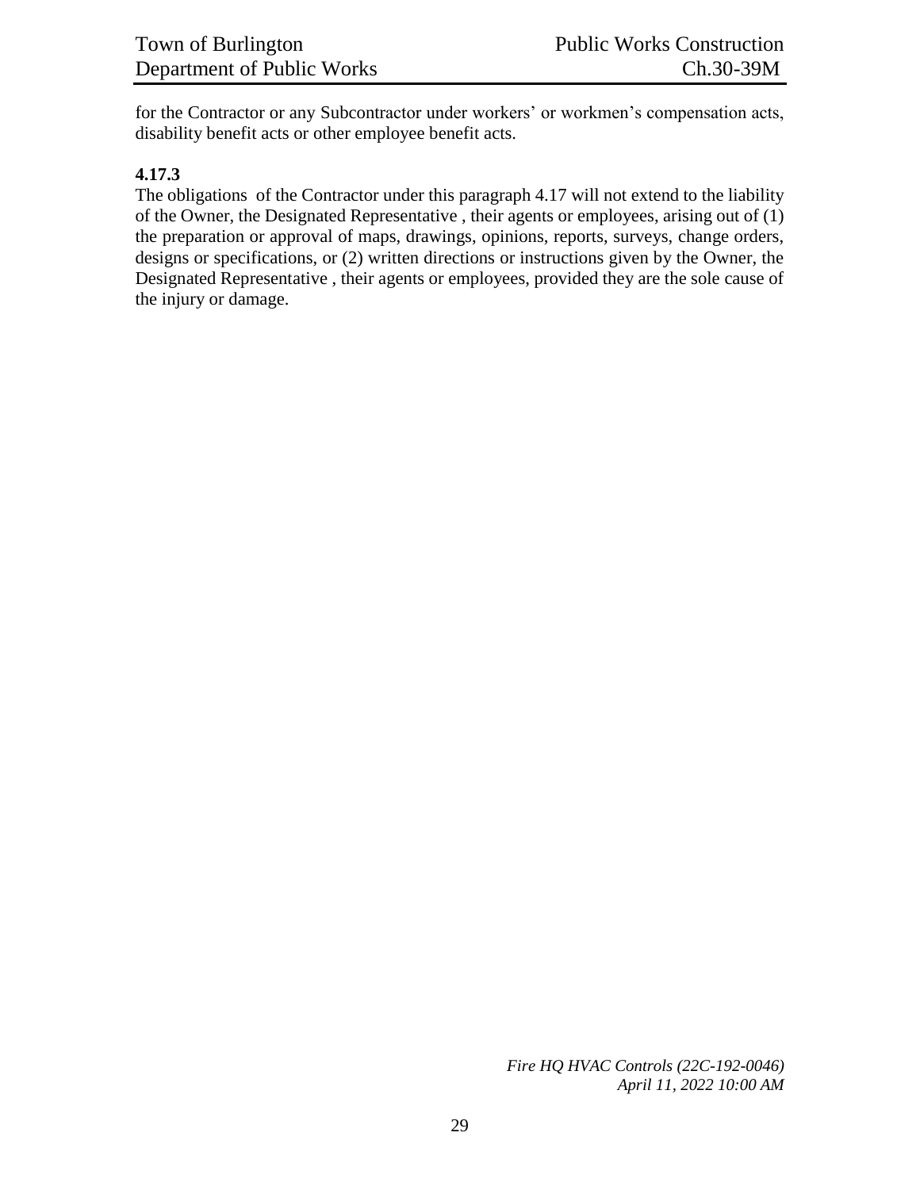for the Contractor or any Subcontractor under workers' or workmen's compensation acts, disability benefit acts or other employee benefit acts.

**4.17.3**

The obligations of the Contractor under this paragraph 4.17 will not extend to the liability of the Owner, the Designated Representative , their agents or employees, arising out of (1) the preparation or approval of maps, drawings, opinions, reports, surveys, change orders, designs or specifications, or (2) written directions or instructions given by the Owner, the Designated Representative , their agents or employees, provided they are the sole cause of the injury or damage.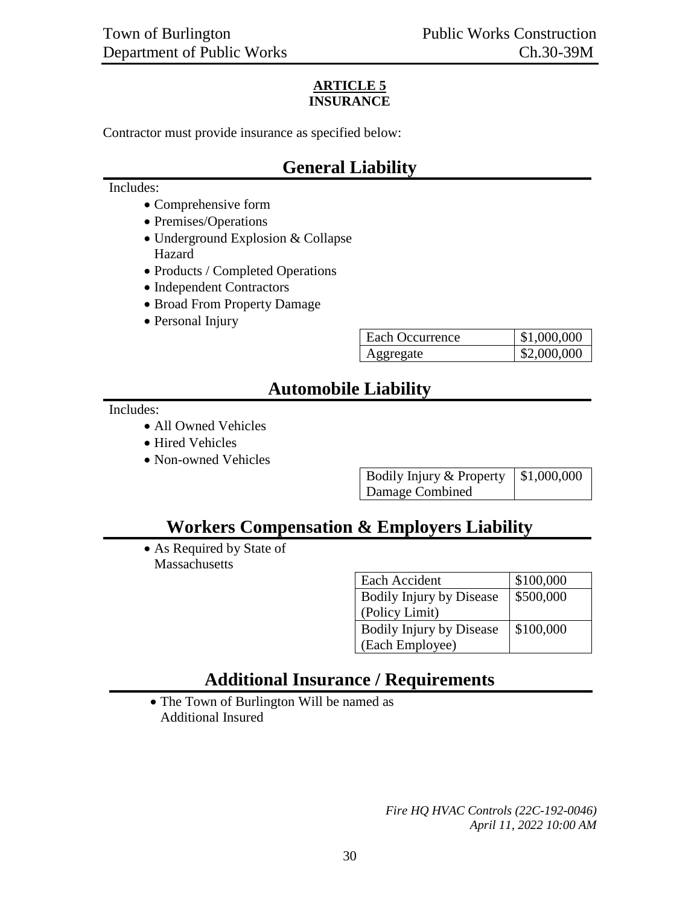**ARTICLE 5**
**INSURANCE**

Contractor must provide insurance as specified below:

## General Liability

Includes:

- Comprehensive form
- Premises/Operations
- Underground Explosion & Collapse Hazard
- Products / Completed Operations
- Independent Contractors
- Broad From Property Damage
- Personal Injury

| | |
|---|---|
| Each Occurrence | $1,000,000 |
| Aggregate | $2,000,000 |

## Automobile Liability

Includes:

- All Owned Vehicles
- Hired Vehicles
- Non-owned Vehicles

| | |
|---|---|
| Bodily Injury & Property Damage Combined | $1,000,000 |

## Workers Compensation & Employers Liability

- As Required by State of Massachusetts

| | |
|---|---|
| Each Accident | $100,000 |
| Bodily Injury by Disease (Policy Limit) | $500,000 |
| Bodily Injury by Disease (Each Employee) | $100,000 |

## Additional Insurance / Requirements

- The Town of Burlington Will be named as Additional Insured

*Fire HQ HVAC Controls (22C-192-0046)*
*April 11, 2022 10:00 AM*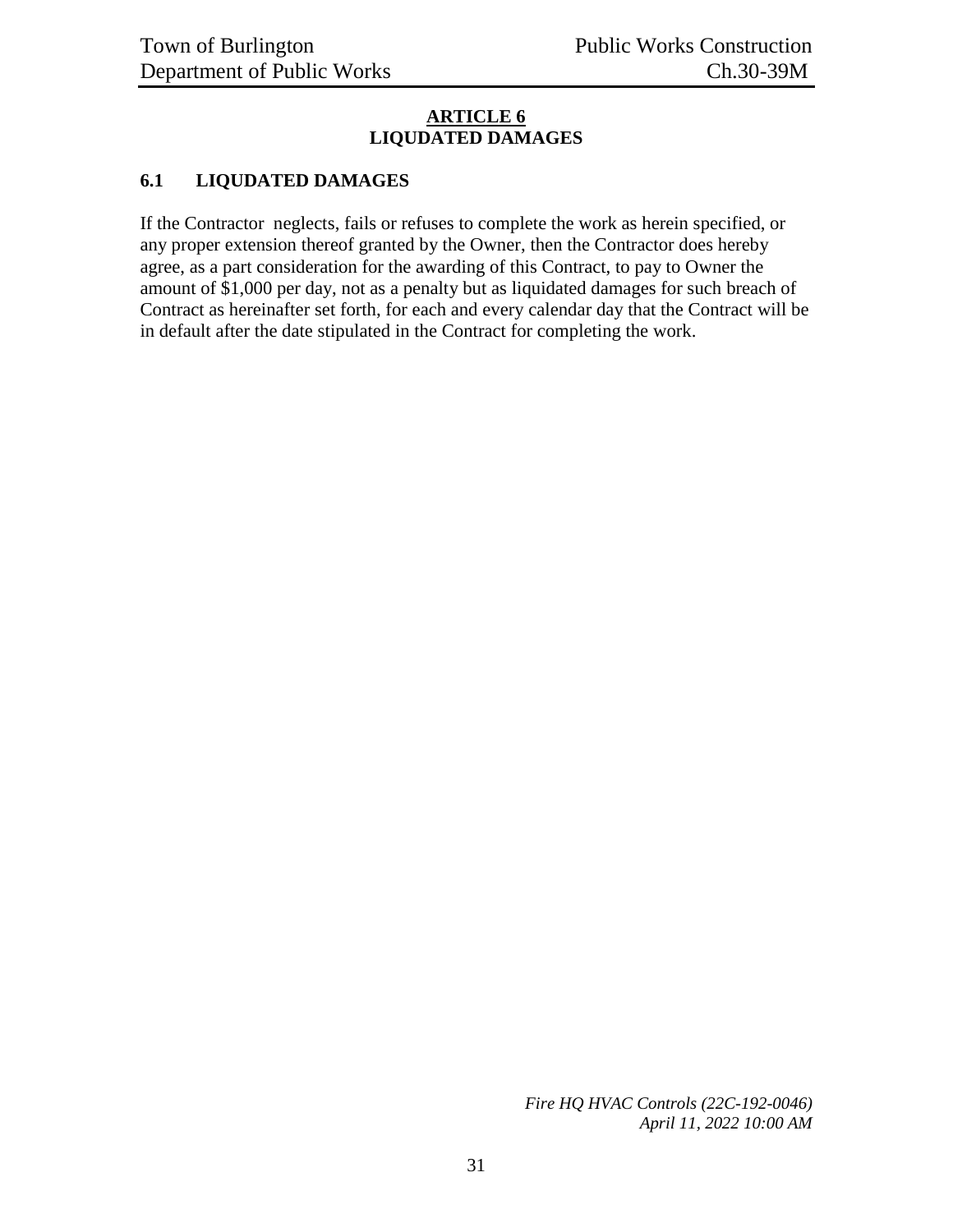## ARTICLE 6
## LIQUDATED DAMAGES

### 6.1 LIQUDATED DAMAGES

If the Contractor neglects, fails or refuses to complete the work as herein specified, or any proper extension thereof granted by the Owner, then the Contractor does hereby agree, as a part consideration for the awarding of this Contract, to pay to Owner the amount of $1,000 per day, not as a penalty but as liquidated damages for such breach of Contract as hereinafter set forth, for each and every calendar day that the Contract will be in default after the date stipulated in the Contract for completing the work.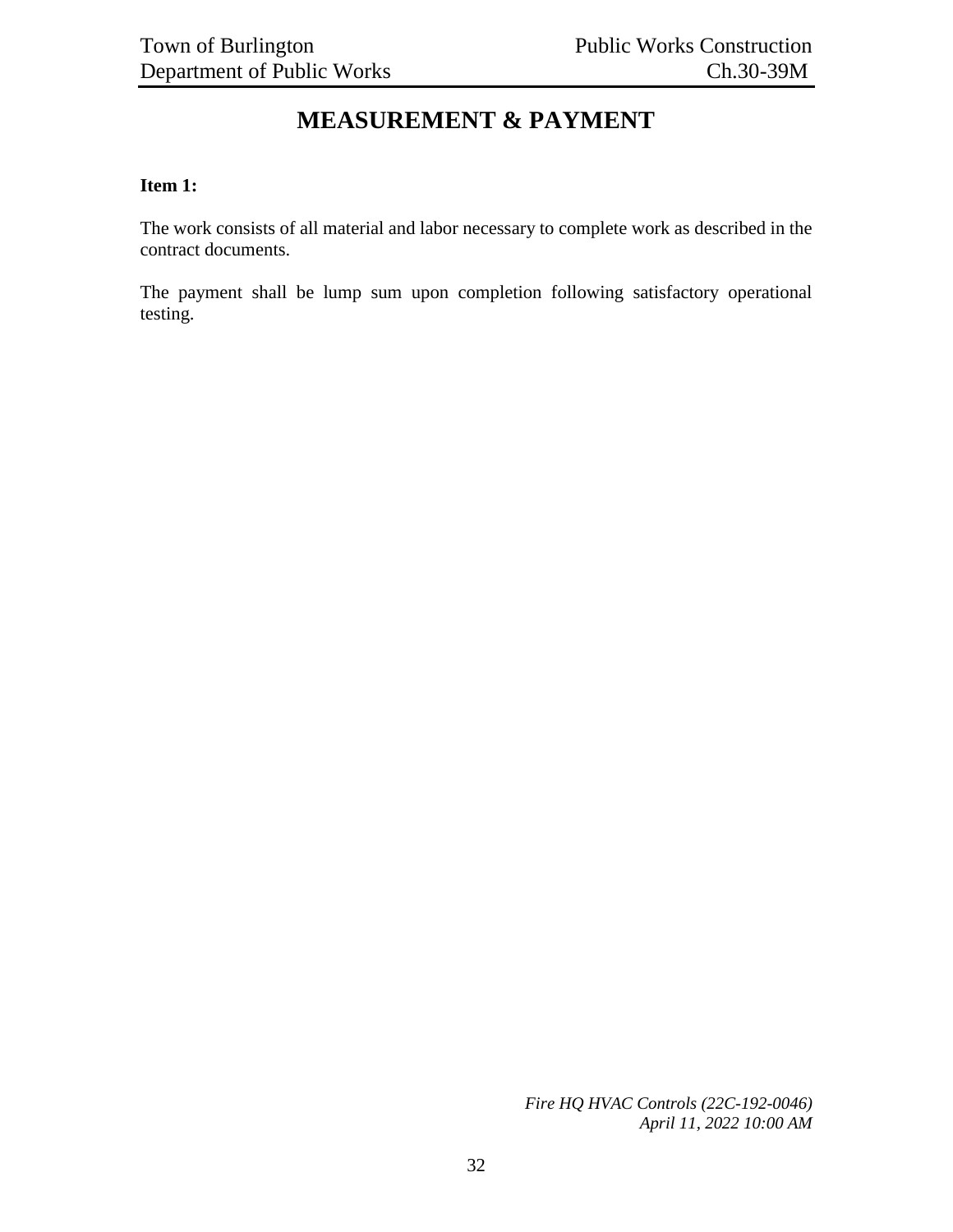# MEASUREMENT & PAYMENT

**Item 1:**

The work consists of all material and labor necessary to complete work as described in the contract documents.

The payment shall be lump sum upon completion following satisfactory operational testing.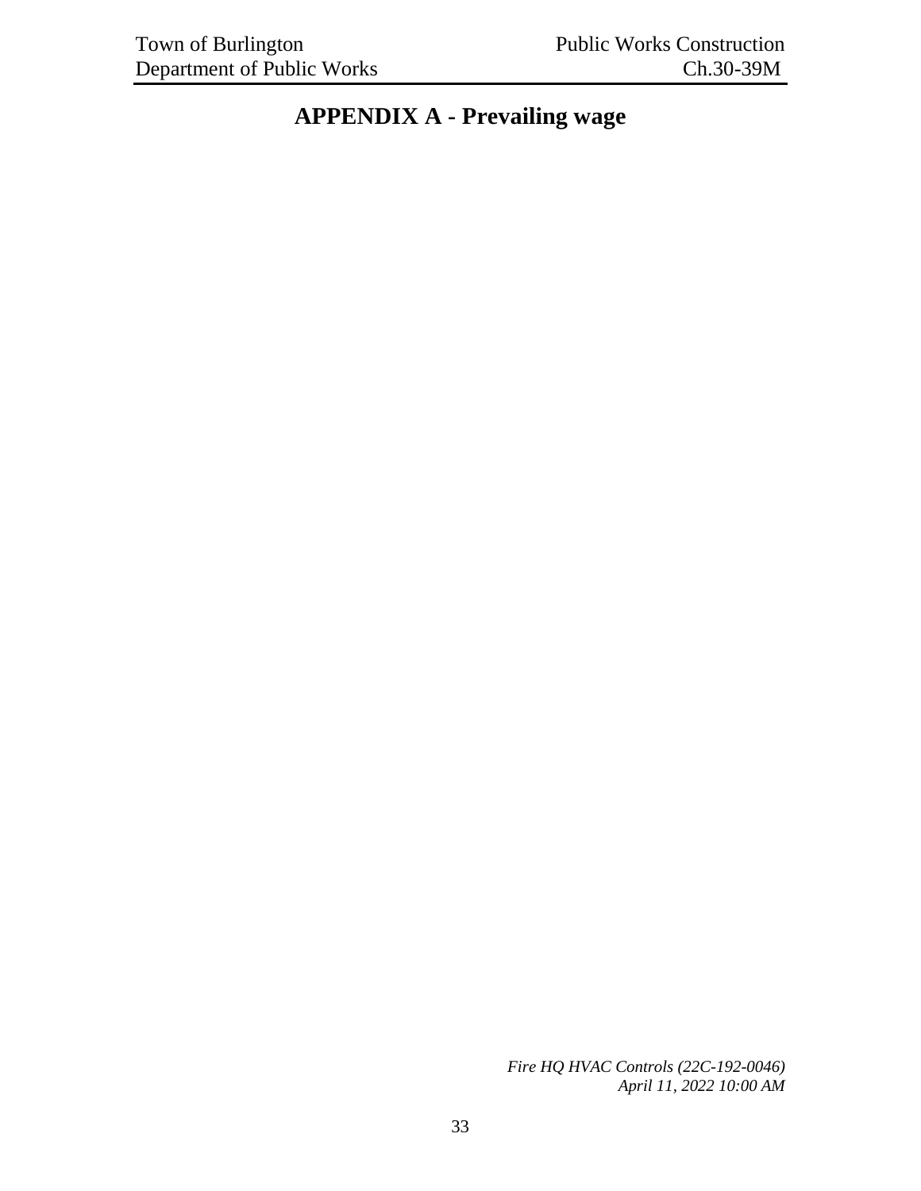# APPENDIX A - Prevailing wage